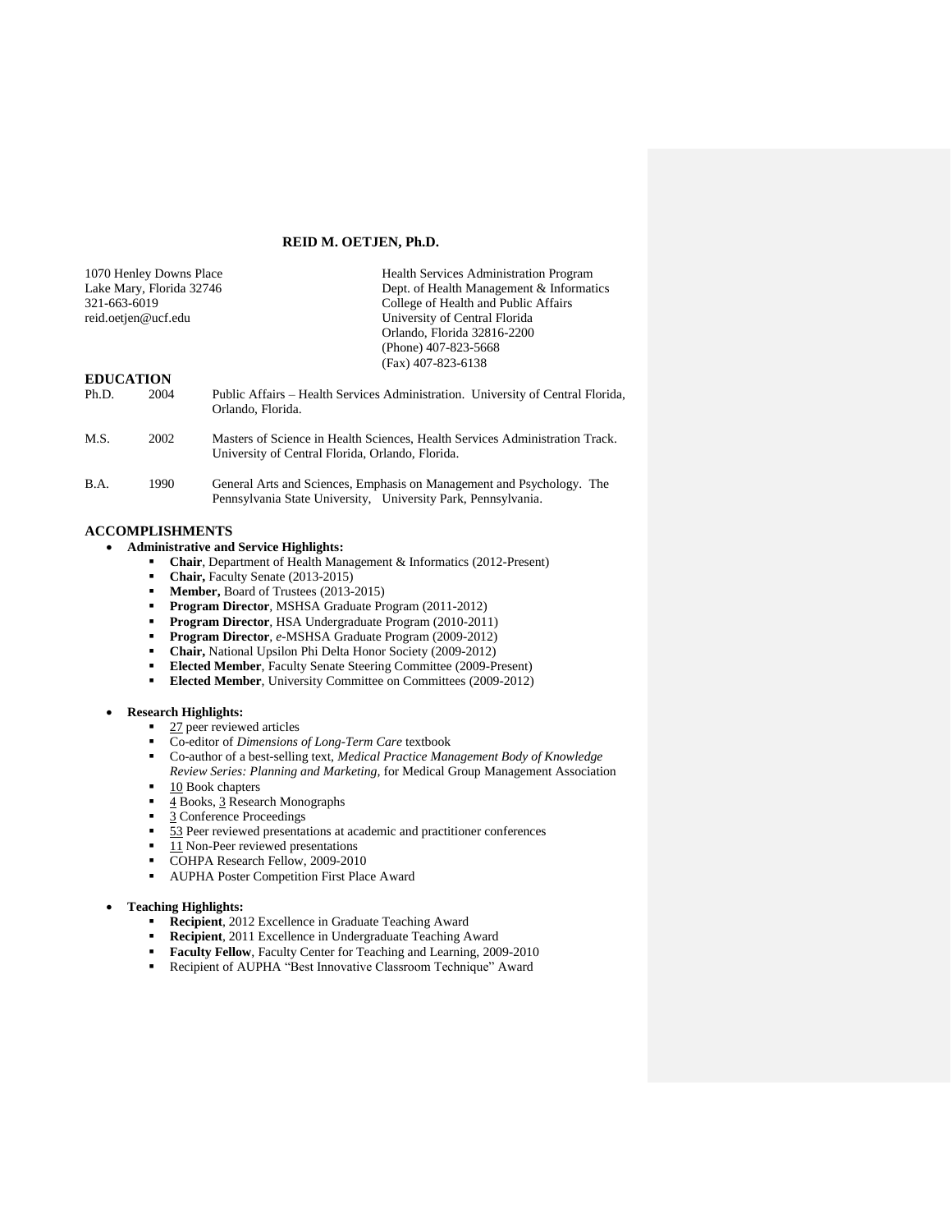# REID M. OETJEN, Ph.D.

1070 Henley Downs Place
Lake Mary, Florida 32746
321-663-6019
reid.oetjen@ucf.edu

Health Services Administration Program
Dept. of Health Management & Informatics
College of Health and Public Affairs
University of Central Florida
Orlando, Florida 32816-2200
(Phone) 407-823-5668
(Fax) 407-823-6138

## EDUCATION

| | | |
|---|---|---|
| Ph.D. | 2004 | Public Affairs – Health Services Administration. University of Central Florida, Orlando, Florida. |
| M.S. | 2002 | Masters of Science in Health Sciences, Health Services Administration Track. University of Central Florida, Orlando, Florida. |
| B.A. | 1990 | General Arts and Sciences, Emphasis on Management and Psychology. The Pennsylvania State University, University Park, Pennsylvania. |

## ACCOMPLISHMENTS

- **Administrative and Service Highlights:**
  - **Chair**, Department of Health Management & Informatics (2012-Present)
  - **Chair,** Faculty Senate (2013-2015)
  - **Member,** Board of Trustees (2013-2015)
  - **Program Director**, MSHSA Graduate Program (2011-2012)
  - **Program Director**, HSA Undergraduate Program (2010-2011)
  - **Program Director**, *e*-MSHSA Graduate Program (2009-2012)
  - **Chair,** National Upsilon Phi Delta Honor Society (2009-2012)
  - **Elected Member**, Faculty Senate Steering Committee (2009-Present)
  - **Elected Member**, University Committee on Committees (2009-2012)

- **Research Highlights:**
  - 27 peer reviewed articles
  - Co-editor of *Dimensions of Long-Term Care* textbook
  - Co-author of a best-selling text, *Medical Practice Management Body of Knowledge Review Series: Planning and Marketing*, for Medical Group Management Association
  - 10 Book chapters
  - 4 Books, 3 Research Monographs
  - 3 Conference Proceedings
  - 53 Peer reviewed presentations at academic and practitioner conferences
  - 11 Non-Peer reviewed presentations
  - COHPA Research Fellow, 2009-2010
  - AUPHA Poster Competition First Place Award

- **Teaching Highlights:**
  - **Recipient**, 2012 Excellence in Graduate Teaching Award
  - **Recipient**, 2011 Excellence in Undergraduate Teaching Award
  - **Faculty Fellow**, Faculty Center for Teaching and Learning, 2009-2010
  - Recipient of AUPHA "Best Innovative Classroom Technique" Award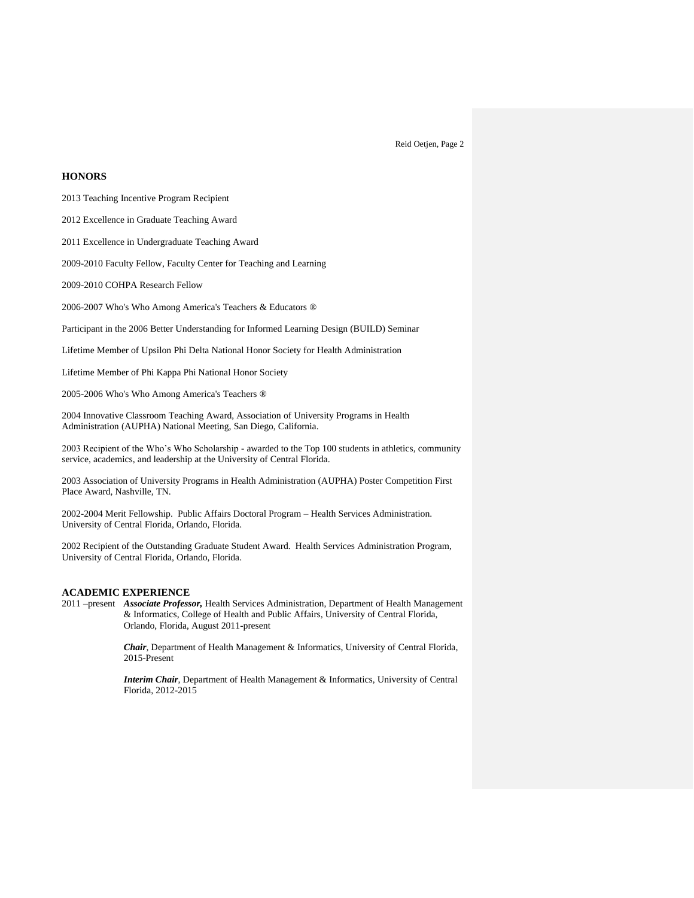## HONORS

2013 Teaching Incentive Program Recipient

2012 Excellence in Graduate Teaching Award

2011 Excellence in Undergraduate Teaching Award

2009-2010 Faculty Fellow, Faculty Center for Teaching and Learning

2009-2010 COHPA Research Fellow

2006-2007 Who's Who Among America's Teachers & Educators ®

Participant in the 2006 Better Understanding for Informed Learning Design (BUILD) Seminar

Lifetime Member of Upsilon Phi Delta National Honor Society for Health Administration

Lifetime Member of Phi Kappa Phi National Honor Society

2005-2006 Who's Who Among America's Teachers ®

2004 Innovative Classroom Teaching Award, Association of University Programs in Health Administration (AUPHA) National Meeting, San Diego, California.

2003 Recipient of the Who's Who Scholarship - awarded to the Top 100 students in athletics, community service, academics, and leadership at the University of Central Florida.

2003 Association of University Programs in Health Administration (AUPHA) Poster Competition First Place Award, Nashville, TN.

2002-2004 Merit Fellowship. Public Affairs Doctoral Program – Health Services Administration. University of Central Florida, Orlando, Florida.

2002 Recipient of the Outstanding Graduate Student Award. Health Services Administration Program, University of Central Florida, Orlando, Florida.

## ACADEMIC EXPERIENCE

2011 –present ***Associate Professor,*** Health Services Administration, Department of Health Management & Informatics, College of Health and Public Affairs, University of Central Florida, Orlando, Florida, August 2011-present

***Chair***, Department of Health Management & Informatics, University of Central Florida, 2015-Present

***Interim Chair***, Department of Health Management & Informatics, University of Central Florida, 2012-2015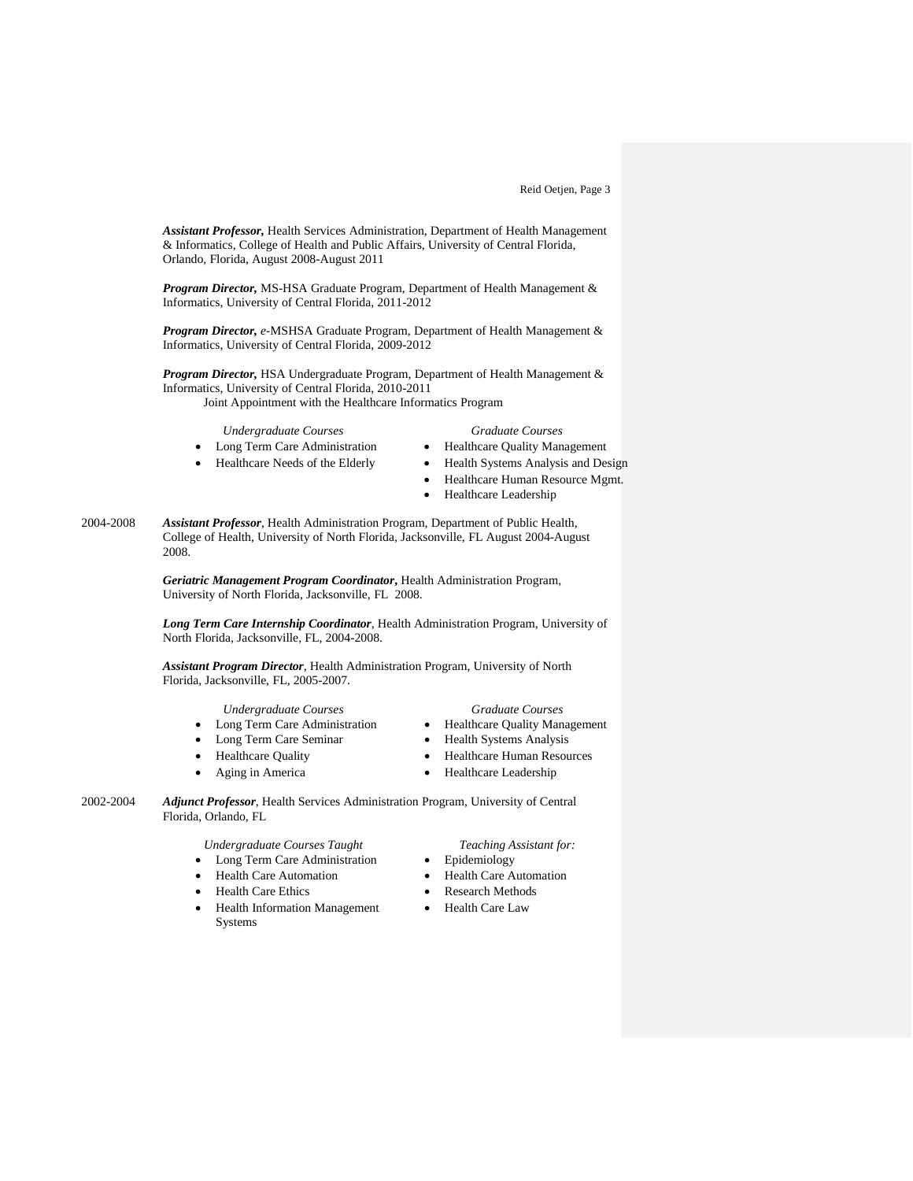***Assistant Professor,*** Health Services Administration, Department of Health Management & Informatics, College of Health and Public Affairs, University of Central Florida, Orlando, Florida, August 2008-August 2011

***Program Director,*** MS-HSA Graduate Program, Department of Health Management & Informatics, University of Central Florida, 2011-2012

***Program Director,*** *e*-MSHSA Graduate Program, Department of Health Management & Informatics, University of Central Florida, 2009-2012

***Program Director,*** HSA Undergraduate Program, Department of Health Management & Informatics, University of Central Florida, 2010-2011
Joint Appointment with the Healthcare Informatics Program

*Undergraduate Courses*

- Long Term Care Administration
- Healthcare Needs of the Elderly

*Graduate Courses*

- Healthcare Quality Management
- Health Systems Analysis and Design
- Healthcare Human Resource Mgmt.
- Healthcare Leadership

2004-2008 ***Assistant Professor***, Health Administration Program, Department of Public Health, College of Health, University of North Florida, Jacksonville, FL August 2004-August 2008.

***Geriatric Management Program Coordinator,*** Health Administration Program, University of North Florida, Jacksonville, FL 2008.

***Long Term Care Internship Coordinator***, Health Administration Program, University of North Florida, Jacksonville, FL, 2004-2008.

***Assistant Program Director***, Health Administration Program, University of North Florida, Jacksonville, FL, 2005-2007.

*Undergraduate Courses*

- Long Term Care Administration
- Long Term Care Seminar
- Healthcare Quality
- Aging in America

*Graduate Courses*

- Healthcare Quality Management
- Health Systems Analysis
- Healthcare Human Resources
- Healthcare Leadership

2002-2004 ***Adjunct Professor***, Health Services Administration Program, University of Central Florida, Orlando, FL

*Undergraduate Courses Taught*

- Long Term Care Administration
- Health Care Automation
- Health Care Ethics
- Health Information Management Systems

*Teaching Assistant for:*

- Epidemiology
- Health Care Automation
- Research Methods
- Health Care Law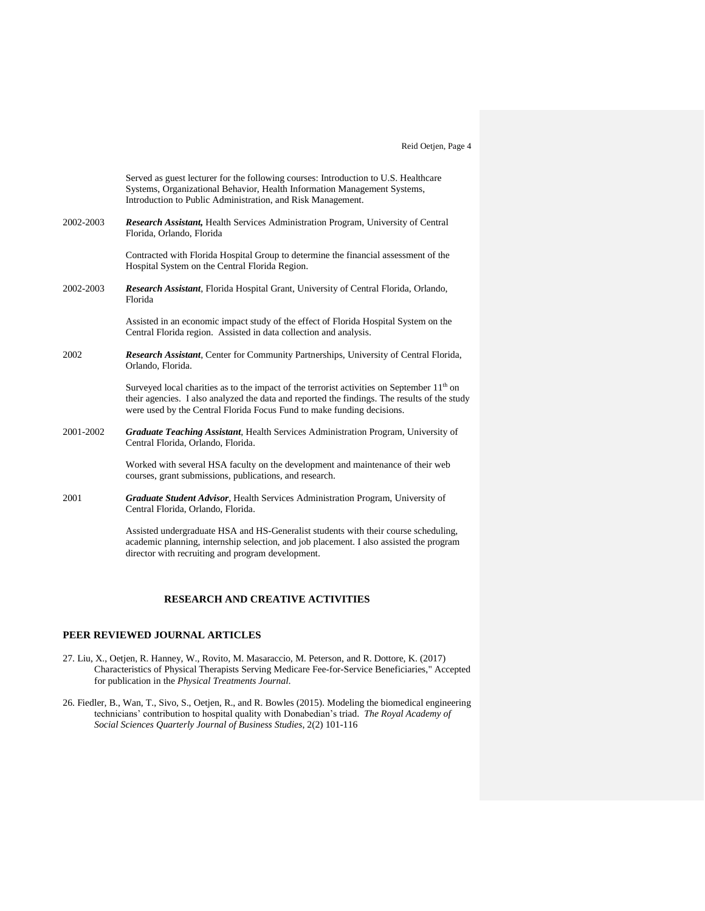Served as guest lecturer for the following courses: Introduction to U.S. Healthcare Systems, Organizational Behavior, Health Information Management Systems, Introduction to Public Administration, and Risk Management.

2002-2003 ***Research Assistant,*** Health Services Administration Program, University of Central Florida, Orlando, Florida

Contracted with Florida Hospital Group to determine the financial assessment of the Hospital System on the Central Florida Region.

2002-2003 ***Research Assistant***, Florida Hospital Grant, University of Central Florida, Orlando, Florida

Assisted in an economic impact study of the effect of Florida Hospital System on the Central Florida region. Assisted in data collection and analysis.

2002 ***Research Assistant***, Center for Community Partnerships, University of Central Florida, Orlando, Florida.

Surveyed local charities as to the impact of the terrorist activities on September 11th on their agencies. I also analyzed the data and reported the findings. The results of the study were used by the Central Florida Focus Fund to make funding decisions.

2001-2002 ***Graduate Teaching Assistant***, Health Services Administration Program, University of Central Florida, Orlando, Florida.

Worked with several HSA faculty on the development and maintenance of their web courses, grant submissions, publications, and research.

2001 ***Graduate Student Advisor***, Health Services Administration Program, University of Central Florida, Orlando, Florida.

Assisted undergraduate HSA and HS-Generalist students with their course scheduling, academic planning, internship selection, and job placement. I also assisted the program director with recruiting and program development.

## RESEARCH AND CREATIVE ACTIVITIES

### PEER REVIEWED JOURNAL ARTICLES

27. Liu, X., Oetjen, R. Hanney, W., Rovito, M. Masaraccio, M. Peterson, and R. Dottore, K. (2017) Characteristics of Physical Therapists Serving Medicare Fee-for-Service Beneficiaries," Accepted for publication in the *Physical Treatments Journal*.

26. Fiedler, B., Wan, T., Sivo, S., Oetjen, R., and R. Bowles (2015). Modeling the biomedical engineering technicians' contribution to hospital quality with Donabedian's triad. *The Royal Academy of Social Sciences Quarterly Journal of Business Studies*, 2(2) 101-116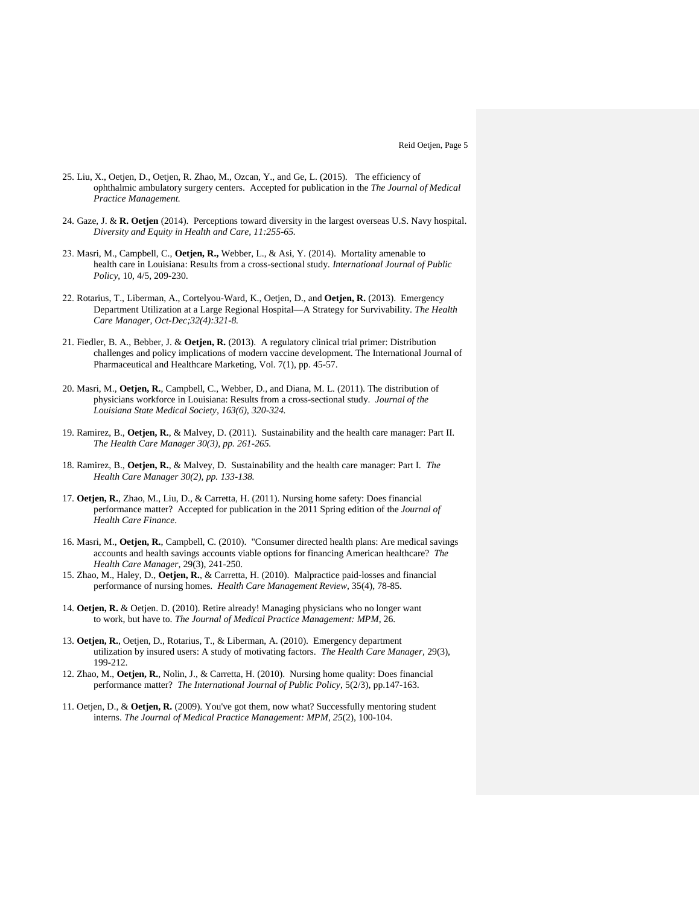25. Liu, X., Oetjen, D., Oetjen, R. Zhao, M., Ozcan, Y., and Ge, L. (2015). The efficiency of ophthalmic ambulatory surgery centers. Accepted for publication in the *The Journal of Medical Practice Management.*

24. Gaze, J. & **R. Oetjen** (2014). Perceptions toward diversity in the largest overseas U.S. Navy hospital. *Diversity and Equity in Health and Care, 11:255-65.*

23. Masri, M., Campbell, C., **Oetjen, R.,** Webber, L., & Asi, Y. (2014). Mortality amenable to health care in Louisiana: Results from a cross-sectional study. *International Journal of Public Policy*, 10, 4/5, 209-230.

22. Rotarius, T., Liberman, A., Cortelyou-Ward, K., Oetjen, D., and **Oetjen, R.** (2013). Emergency Department Utilization at a Large Regional Hospital—A Strategy for Survivability. *The Health Care Manager, Oct-Dec;32(4):321-8.*

21. Fiedler, B. A., Bebber, J. & **Oetjen, R.** (2013). A regulatory clinical trial primer: Distribution challenges and policy implications of modern vaccine development. The International Journal of Pharmaceutical and Healthcare Marketing, Vol. 7(1), pp. 45-57.

20. Masri, M., **Oetjen, R.**, Campbell, C., Webber, D., and Diana, M. L. (2011). The distribution of physicians workforce in Louisiana: Results from a cross-sectional study. *Journal of the Louisiana State Medical Society, 163(6), 320-324.*

19. Ramirez, B., **Oetjen, R.**, & Malvey, D. (2011). Sustainability and the health care manager: Part II. *The Health Care Manager 30(3), pp. 261-265.*

18. Ramirez, B., **Oetjen, R.**, & Malvey, D. Sustainability and the health care manager: Part I. *The Health Care Manager 30(2), pp. 133-138.*

17. **Oetjen, R.**, Zhao, M., Liu, D., & Carretta, H. (2011). Nursing home safety: Does financial performance matter? Accepted for publication in the 2011 Spring edition of the *Journal of Health Care Finance*.

16. Masri, M., **Oetjen, R.**, Campbell, C. (2010). "Consumer directed health plans: Are medical savings accounts and health savings accounts viable options for financing American healthcare? *The Health Care Manager*, 29(3), 241-250.

15. Zhao, M., Haley, D., **Oetjen, R.**, & Carretta, H. (2010). Malpractice paid-losses and financial performance of nursing homes. *Health Care Management Review*, 35(4), 78-85.

14. **Oetjen, R.** & Oetjen. D. (2010). Retire already! Managing physicians who no longer want to work, but have to. *The Journal of Medical Practice Management: MPM*, 26.

13. **Oetjen, R.**, Oetjen, D., Rotarius, T., & Liberman, A. (2010). Emergency department utilization by insured users: A study of motivating factors. *The Health Care Manager*, 29(3), 199-212.

12. Zhao, M., **Oetjen, R.**, Nolin, J., & Carretta, H. (2010). Nursing home quality: Does financial performance matter? *The International Journal of Public Policy*, 5(2/3), pp.147-163.

11. Oetjen, D., & **Oetjen, R.** (2009). You've got them, now what? Successfully mentoring student interns. *The Journal of Medical Practice Management: MPM*, *25*(2), 100-104.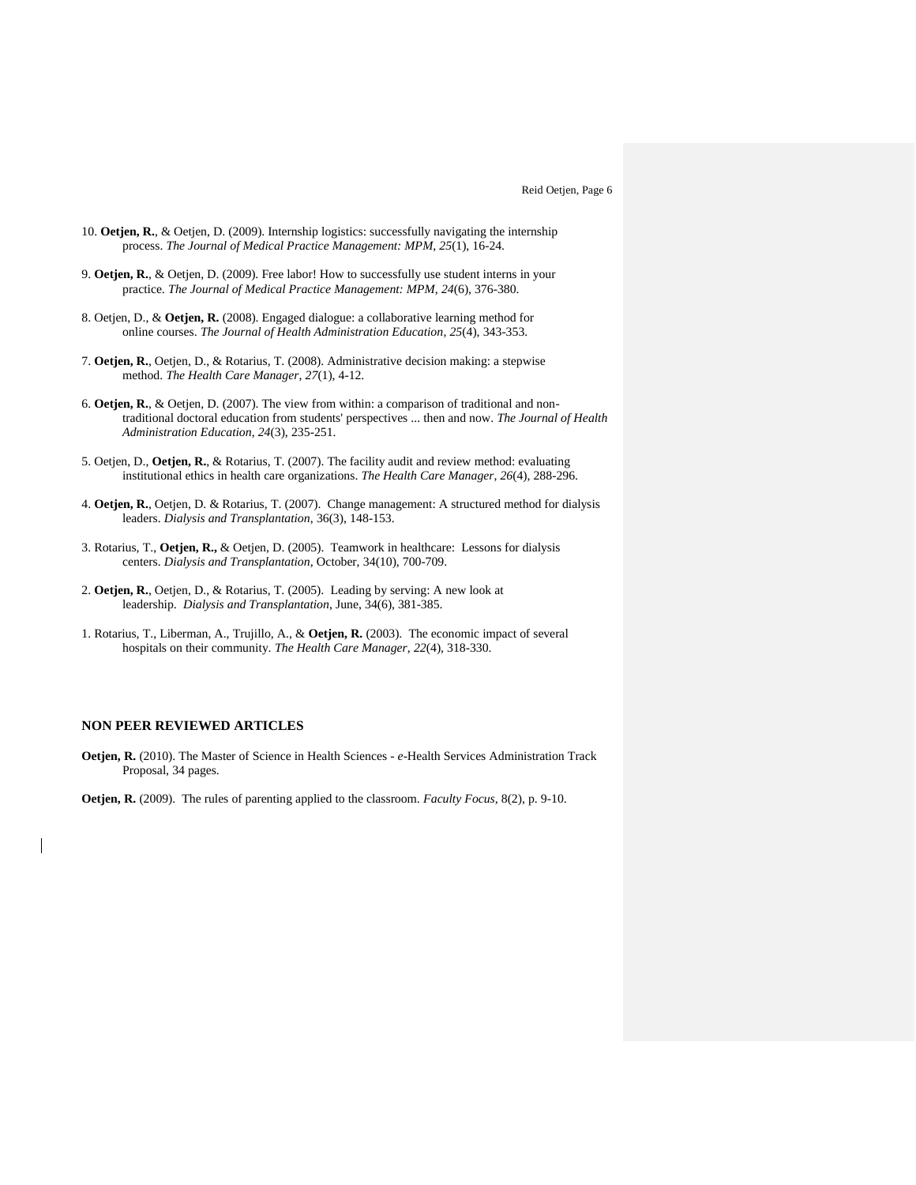10. **Oetjen, R.**, & Oetjen, D. (2009). Internship logistics: successfully navigating the internship process. *The Journal of Medical Practice Management: MPM*, *25*(1), 16-24.

9. **Oetjen, R.**, & Oetjen, D. (2009). Free labor! How to successfully use student interns in your practice. *The Journal of Medical Practice Management: MPM*, *24*(6), 376-380.

8. Oetjen, D., & **Oetjen, R.** (2008). Engaged dialogue: a collaborative learning method for online courses. *The Journal of Health Administration Education*, *25*(4), 343-353.

7. **Oetjen, R.**, Oetjen, D., & Rotarius, T. (2008). Administrative decision making: a stepwise method. *The Health Care Manager*, *27*(1), 4-12.

6. **Oetjen, R.**, & Oetjen, D. (2007). The view from within: a comparison of traditional and non-traditional doctoral education from students' perspectives ... then and now. *The Journal of Health Administration Education*, *24*(3), 235-251.

5. Oetjen, D., **Oetjen, R.**, & Rotarius, T. (2007). The facility audit and review method: evaluating institutional ethics in health care organizations. *The Health Care Manager*, *26*(4), 288-296.

4. **Oetjen, R.**, Oetjen, D. & Rotarius, T. (2007). Change management: A structured method for dialysis leaders. *Dialysis and Transplantation*, 36(3), 148-153.

3. Rotarius, T., **Oetjen, R.,** & Oetjen, D. (2005). Teamwork in healthcare: Lessons for dialysis centers. *Dialysis and Transplantation*, October, 34(10), 700-709.

2. **Oetjen, R.**, Oetjen, D., & Rotarius, T. (2005). Leading by serving: A new look at leadership. *Dialysis and Transplantation*, June, 34(6), 381-385.

1. Rotarius, T., Liberman, A., Trujillo, A., & **Oetjen, R.** (2003). The economic impact of several hospitals on their community. *The Health Care Manager*, *22*(4), 318-330.

## NON PEER REVIEWED ARTICLES

**Oetjen, R.** (2010). The Master of Science in Health Sciences - *e*-Health Services Administration Track Proposal, 34 pages.

**Oetjen, R.** (2009). The rules of parenting applied to the classroom. *Faculty Focus*, 8(2), p. 9-10.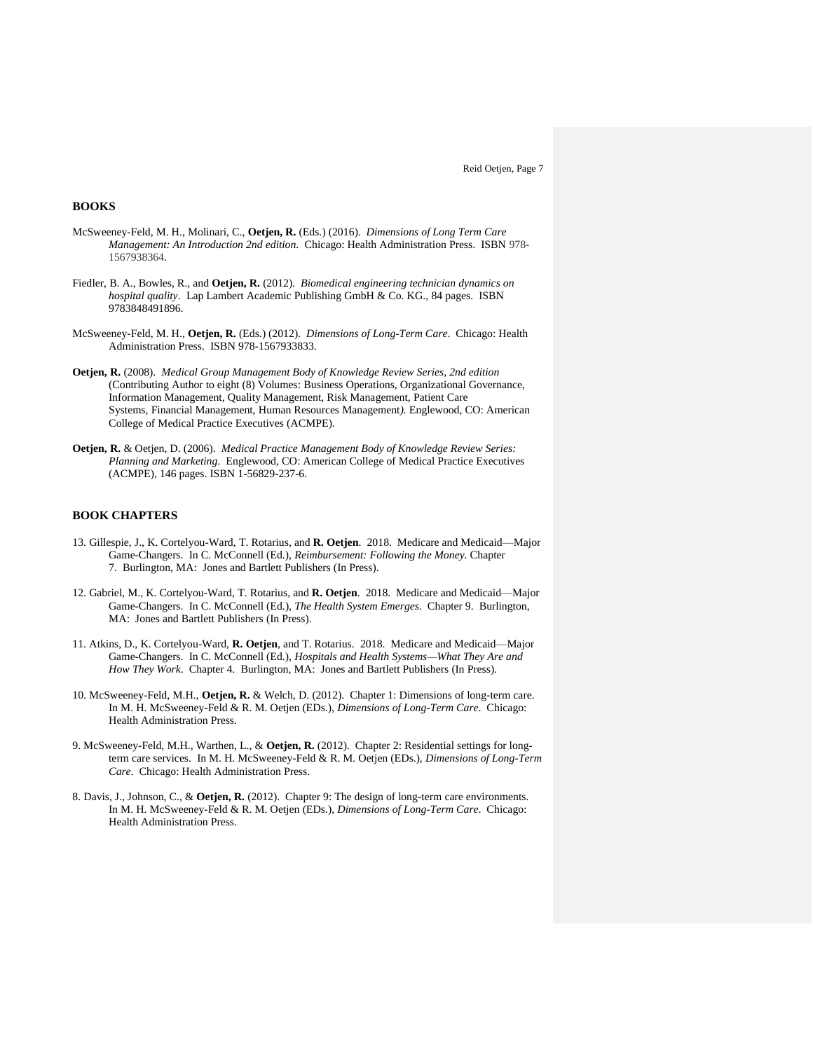## BOOKS

McSweeney-Feld, M. H., Molinari, C., **Oetjen, R.** (Eds.) (2016). *Dimensions of Long Term Care Management: An Introduction 2nd edition.* Chicago: Health Administration Press. ISBN 978-1567938364.

Fiedler, B. A., Bowles, R., and **Oetjen, R.** (2012). *Biomedical engineering technician dynamics on hospital quality*. Lap Lambert Academic Publishing GmbH & Co. KG., 84 pages. ISBN 9783848491896.

McSweeney-Feld, M. H., **Oetjen, R.** (Eds.) (2012). *Dimensions of Long-Term Care*. Chicago: Health Administration Press. ISBN 978-1567933833.

**Oetjen, R.** (2008). *Medical Group Management Body of Knowledge Review Series, 2nd edition* (Contributing Author to eight (8) Volumes: Business Operations, Organizational Governance, Information Management, Quality Management, Risk Management, Patient Care Systems, Financial Management, Human Resources Management*).* Englewood, CO: American College of Medical Practice Executives (ACMPE).

**Oetjen, R.** & Oetjen, D. (2006). *Medical Practice Management Body of Knowledge Review Series: Planning and Marketing.* Englewood, CO: American College of Medical Practice Executives (ACMPE), 146 pages. ISBN 1-56829-237-6.

## BOOK CHAPTERS

13. Gillespie, J., K. Cortelyou-Ward, T. Rotarius, and **R. Oetjen**. 2018. Medicare and Medicaid—Major Game-Changers. In C. McConnell (Ed.), *Reimbursement: Following the Money.* Chapter 7. Burlington, MA: Jones and Bartlett Publishers (In Press).

12. Gabriel, M., K. Cortelyou-Ward, T. Rotarius, and **R. Oetjen**. 2018. Medicare and Medicaid—Major Game-Changers. In C. McConnell (Ed.), *The Health System Emerges*. Chapter 9. Burlington, MA: Jones and Bartlett Publishers (In Press).

11. Atkins, D., K. Cortelyou-Ward, **R. Oetjen**, and T. Rotarius. 2018. Medicare and Medicaid—Major Game-Changers. In C. McConnell (Ed.), *Hospitals and Health Systems—What They Are and How They Work*. Chapter 4. Burlington, MA: Jones and Bartlett Publishers (In Press).

10. McSweeney-Feld, M.H., **Oetjen, R.** & Welch, D. (2012). Chapter 1: Dimensions of long-term care. In M. H. McSweeney-Feld & R. M. Oetjen (EDs.), *Dimensions of Long-Term Care*. Chicago: Health Administration Press.

9. McSweeney-Feld, M.H., Warthen, L., & **Oetjen, R.** (2012). Chapter 2: Residential settings for long-term care services. In M. H. McSweeney-Feld & R. M. Oetjen (EDs.), *Dimensions of Long-Term Care*. Chicago: Health Administration Press.

8. Davis, J., Johnson, C., & **Oetjen, R.** (2012). Chapter 9: The design of long-term care environments. In M. H. McSweeney-Feld & R. M. Oetjen (EDs.), *Dimensions of Long-Term Care*. Chicago: Health Administration Press.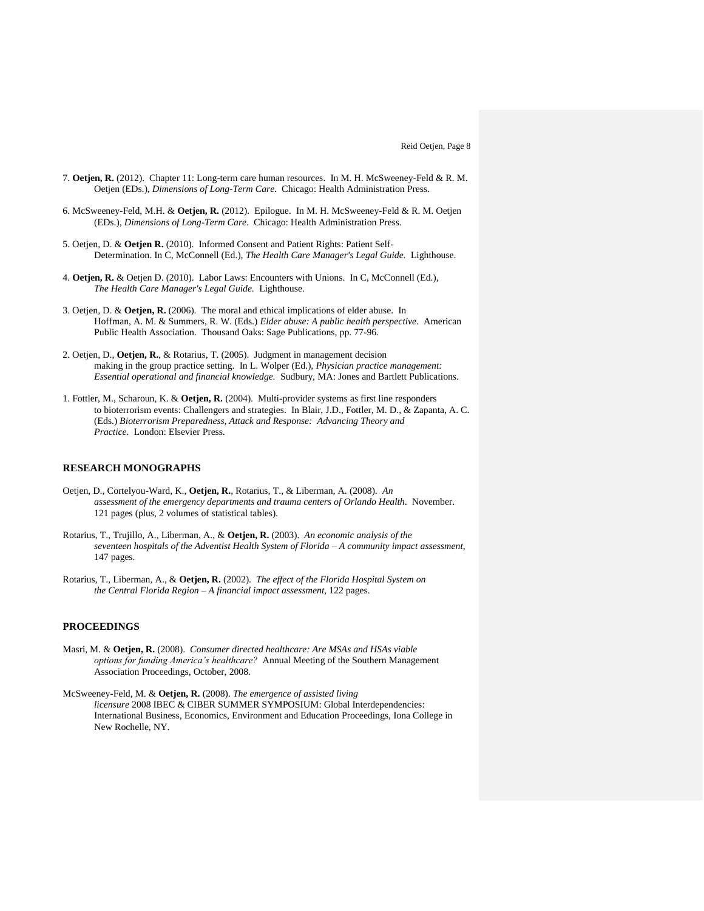7. **Oetjen, R.** (2012). Chapter 11: Long-term care human resources. In M. H. McSweeney-Feld & R. M. Oetjen (EDs.), *Dimensions of Long-Term Care*. Chicago: Health Administration Press.

6. McSweeney-Feld, M.H. & **Oetjen, R.** (2012). Epilogue. In M. H. McSweeney-Feld & R. M. Oetjen (EDs.), *Dimensions of Long-Term Care*. Chicago: Health Administration Press.

5. Oetjen, D. & **Oetjen R.** (2010). Informed Consent and Patient Rights: Patient Self-Determination. In C, McConnell (Ed.), *The Health Care Manager's Legal Guide.* Lighthouse.

4. **Oetjen, R.** & Oetjen D. (2010). Labor Laws: Encounters with Unions. In C, McConnell (Ed.), *The Health Care Manager's Legal Guide.* Lighthouse.

3. Oetjen, D. & **Oetjen, R.** (2006). The moral and ethical implications of elder abuse. In Hoffman, A. M. & Summers, R. W. (Eds.) *Elder abuse: A public health perspective.* American Public Health Association. Thousand Oaks: Sage Publications, pp. 77-96.

2. Oetjen, D., **Oetjen, R.**, & Rotarius, T. (2005). Judgment in management decision making in the group practice setting. In L. Wolper (Ed.), *Physician practice management: Essential operational and financial knowledge.* Sudbury, MA: Jones and Bartlett Publications.

1. Fottler, M., Scharoun, K. & **Oetjen, R.** (2004). Multi-provider systems as first line responders to bioterrorism events: Challengers and strategies. In Blair, J.D., Fottler, M. D., & Zapanta, A. C. (Eds.) *Bioterrorism Preparedness, Attack and Response: Advancing Theory and Practice*. London: Elsevier Press.

## RESEARCH MONOGRAPHS

Oetjen, D., Cortelyou-Ward, K., **Oetjen, R.**, Rotarius, T., & Liberman, A. (2008). *An assessment of the emergency departments and trauma centers of Orlando Health*. November. 121 pages (plus, 2 volumes of statistical tables).

Rotarius, T., Trujillo, A., Liberman, A., & **Oetjen, R.** (2003). *An economic analysis of the seventeen hospitals of the Adventist Health System of Florida – A community impact assessment,* 147 pages.

Rotarius, T., Liberman, A., & **Oetjen, R.** (2002). *The effect of the Florida Hospital System on the Central Florida Region – A financial impact assessment,* 122 pages.

## PROCEEDINGS

Masri, M. & **Oetjen, R.** (2008). *Consumer directed healthcare: Are MSAs and HSAs viable options for funding America's healthcare?* Annual Meeting of the Southern Management Association Proceedings, October, 2008.

McSweeney-Feld, M. & **Oetjen, R.** (2008). *The emergence of assisted living licensure* 2008 IBEC & CIBER SUMMER SYMPOSIUM: Global Interdependencies: International Business, Economics, Environment and Education Proceedings, Iona College in New Rochelle, NY.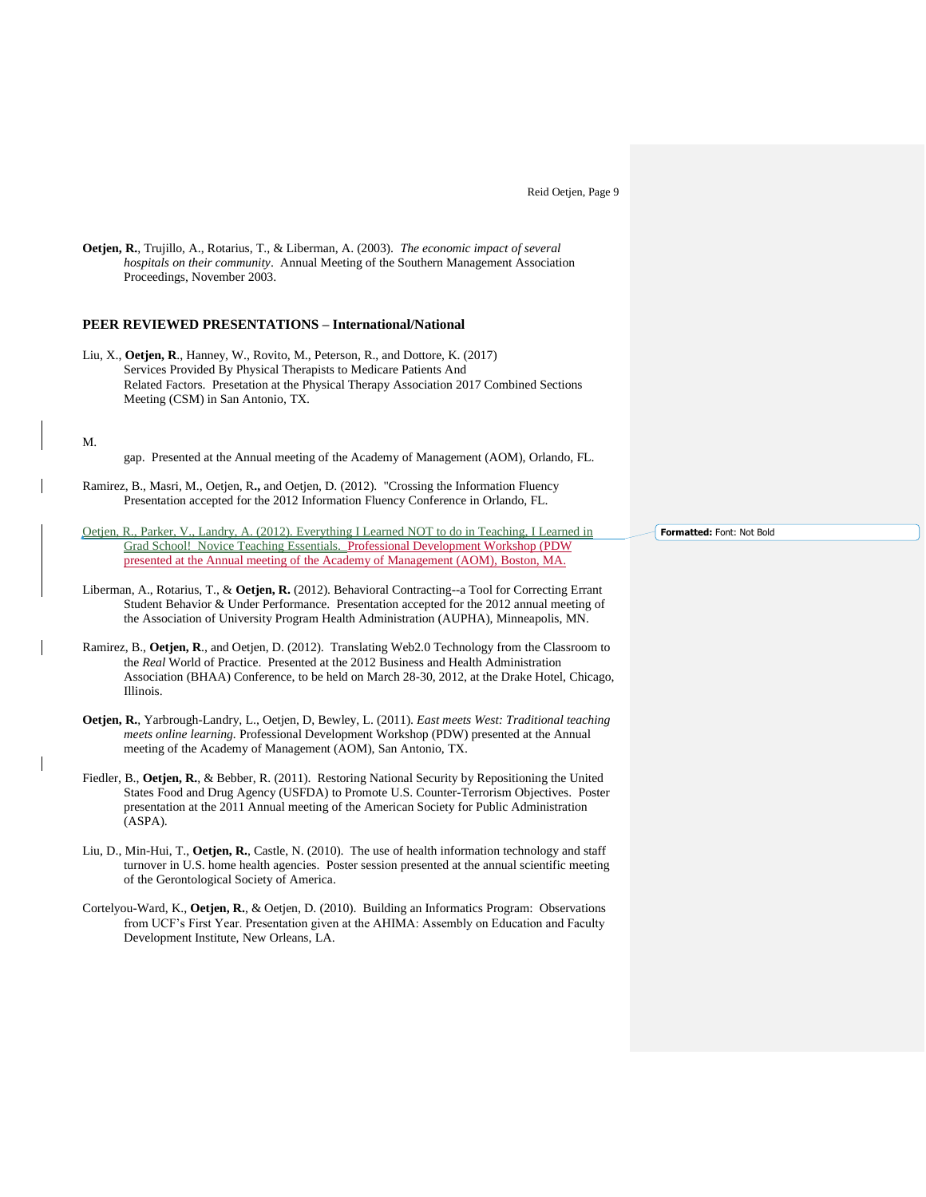**Oetjen, R.**, Trujillo, A., Rotarius, T., & Liberman, A. (2003). *The economic impact of several hospitals on their community*. Annual Meeting of the Southern Management Association Proceedings, November 2003.

## PEER REVIEWED PRESENTATIONS – International/National

Liu, X., **Oetjen, R**., Hanney, W., Rovito, M., Peterson, R., and Dottore, K. (2017) Services Provided By Physical Therapists to Medicare Patients And Related Factors. Presetation at the Physical Therapy Association 2017 Combined Sections Meeting (CSM) in San Antonio, TX.

M.

gap. Presented at the Annual meeting of the Academy of Management (AOM), Orlando, FL.

Ramirez, B., Masri, M., Oetjen, R**.,** and Oetjen, D. (2012). "Crossing the Information Fluency Presentation accepted for the 2012 Information Fluency Conference in Orlando, FL.

Oetjen, R., Parker, V., Landry, A. (2012). Everything I Learned NOT to do in Teaching, I Learned in Grad School! Novice Teaching Essentials. Professional Development Workshop (PDW presented at the Annual meeting of the Academy of Management (AOM), Boston, MA.

Liberman, A., Rotarius, T., & **Oetjen, R.** (2012). Behavioral Contracting--a Tool for Correcting Errant Student Behavior & Under Performance. Presentation accepted for the 2012 annual meeting of the Association of University Program Health Administration (AUPHA), Minneapolis, MN.

Ramirez, B., **Oetjen, R**., and Oetjen, D. (2012). Translating Web2.0 Technology from the Classroom to the *Real* World of Practice. Presented at the 2012 Business and Health Administration Association (BHAA) Conference, to be held on March 28-30, 2012, at the Drake Hotel, Chicago, Illinois.

**Oetjen, R.**, Yarbrough-Landry, L., Oetjen, D, Bewley, L. (2011). *East meets West: Traditional teaching meets online learning.* Professional Development Workshop (PDW) presented at the Annual meeting of the Academy of Management (AOM), San Antonio, TX.

Fiedler, B., **Oetjen, R.**, & Bebber, R. (2011). Restoring National Security by Repositioning the United States Food and Drug Agency (USFDA) to Promote U.S. Counter-Terrorism Objectives. Poster presentation at the 2011 Annual meeting of the American Society for Public Administration (ASPA).

Liu, D., Min-Hui, T., **Oetjen, R.**, Castle, N. (2010). The use of health information technology and staff turnover in U.S. home health agencies. Poster session presented at the annual scientific meeting of the Gerontological Society of America.

Cortelyou-Ward, K., **Oetjen, R.**, & Oetjen, D. (2010). Building an Informatics Program: Observations from UCF's First Year. Presentation given at the AHIMA: Assembly on Education and Faculty Development Institute, New Orleans, LA.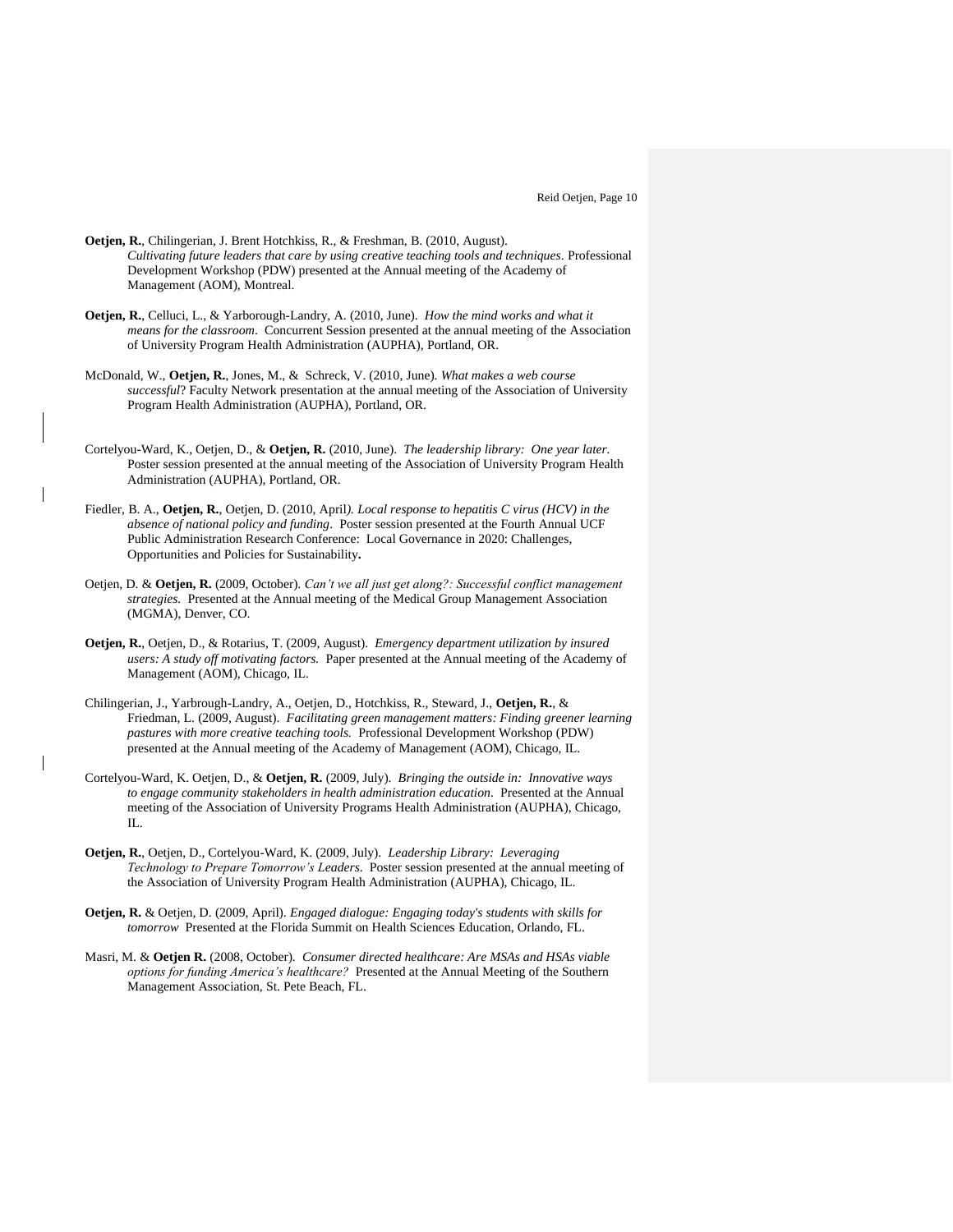**Oetjen, R.**, Chilingerian, J. Brent Hotchkiss, R., & Freshman, B. (2010, August). *Cultivating future leaders that care by using creative teaching tools and techniques*. Professional Development Workshop (PDW) presented at the Annual meeting of the Academy of Management (AOM), Montreal.

**Oetjen, R.**, Celluci, L., & Yarborough-Landry, A. (2010, June). *How the mind works and what it means for the classroom*. Concurrent Session presented at the annual meeting of the Association of University Program Health Administration (AUPHA), Portland, OR.

McDonald, W., **Oetjen, R.**, Jones, M., & Schreck, V. (2010, June). *What makes a web course successful*? Faculty Network presentation at the annual meeting of the Association of University Program Health Administration (AUPHA), Portland, OR.

Cortelyou-Ward, K., Oetjen, D., & **Oetjen, R.** (2010, June). *The leadership library: One year later.* Poster session presented at the annual meeting of the Association of University Program Health Administration (AUPHA), Portland, OR.

Fiedler, B. A., **Oetjen, R.**, Oetjen, D. (2010, April). *Local response to hepatitis C virus (HCV) in the absence of national policy and funding*. Poster session presented at the Fourth Annual UCF Public Administration Research Conference: Local Governance in 2020: Challenges, Opportunities and Policies for Sustainability.

Oetjen, D. & **Oetjen, R.** (2009, October). *Can't we all just get along?: Successful conflict management strategies.* Presented at the Annual meeting of the Medical Group Management Association (MGMA), Denver, CO.

**Oetjen, R.**, Oetjen, D., & Rotarius, T. (2009, August). *Emergency department utilization by insured users: A study off motivating factors.* Paper presented at the Annual meeting of the Academy of Management (AOM), Chicago, IL.

Chilingerian, J., Yarbrough-Landry, A., Oetjen, D., Hotchkiss, R., Steward, J., **Oetjen, R.**, & Friedman, L. (2009, August). *Facilitating green management matters: Finding greener learning pastures with more creative teaching tools.* Professional Development Workshop (PDW) presented at the Annual meeting of the Academy of Management (AOM), Chicago, IL.

Cortelyou-Ward, K. Oetjen, D., & **Oetjen, R.** (2009, July). *Bringing the outside in: Innovative ways to engage community stakeholders in health administration education*. Presented at the Annual meeting of the Association of University Programs Health Administration (AUPHA), Chicago, IL.

**Oetjen, R.**, Oetjen, D., Cortelyou-Ward, K. (2009, July). *Leadership Library: Leveraging Technology to Prepare Tomorrow's Leaders.* Poster session presented at the annual meeting of the Association of University Program Health Administration (AUPHA), Chicago, IL.

**Oetjen, R.** & Oetjen, D. (2009, April). *Engaged dialogue: Engaging today's students with skills for tomorrow* Presented at the Florida Summit on Health Sciences Education, Orlando, FL.

Masri, M. & **Oetjen R.** (2008, October). *Consumer directed healthcare: Are MSAs and HSAs viable options for funding America's healthcare?* Presented at the Annual Meeting of the Southern Management Association, St. Pete Beach, FL.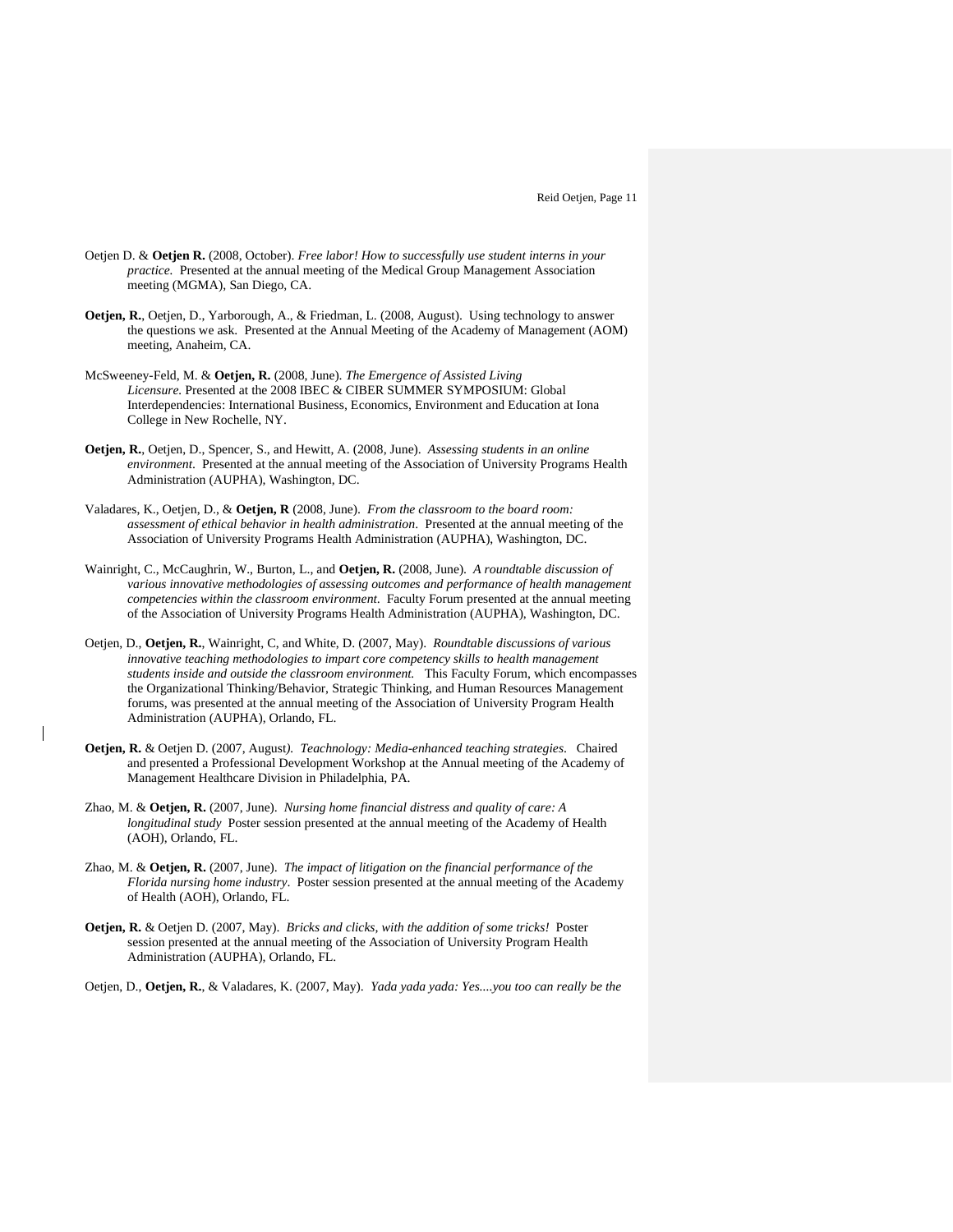Oetjen D. & **Oetjen R.** (2008, October). *Free labor! How to successfully use student interns in your practice.* Presented at the annual meeting of the Medical Group Management Association meeting (MGMA), San Diego, CA.

**Oetjen, R.**, Oetjen, D., Yarborough, A., & Friedman, L. (2008, August). Using technology to answer the questions we ask. Presented at the Annual Meeting of the Academy of Management (AOM) meeting, Anaheim, CA.

McSweeney-Feld, M. & **Oetjen, R.** (2008, June). *The Emergence of Assisted Living Licensure.* Presented at the 2008 IBEC & CIBER SUMMER SYMPOSIUM: Global Interdependencies: International Business, Economics, Environment and Education at Iona College in New Rochelle, NY.

**Oetjen, R.**, Oetjen, D., Spencer, S., and Hewitt, A. (2008, June). *Assessing students in an online environment*. Presented at the annual meeting of the Association of University Programs Health Administration (AUPHA), Washington, DC.

Valadares, K., Oetjen, D., & **Oetjen, R** (2008, June). *From the classroom to the board room: assessment of ethical behavior in health administration*. Presented at the annual meeting of the Association of University Programs Health Administration (AUPHA), Washington, DC.

Wainright, C., McCaughrin, W., Burton, L., and **Oetjen, R.** (2008, June). *A roundtable discussion of various innovative methodologies of assessing outcomes and performance of health management competencies within the classroom environment*. Faculty Forum presented at the annual meeting of the Association of University Programs Health Administration (AUPHA), Washington, DC.

Oetjen, D., **Oetjen, R.**, Wainright, C, and White, D. (2007, May). *Roundtable discussions of various innovative teaching methodologies to impart core competency skills to health management students inside and outside the classroom environment.* This Faculty Forum, which encompasses the Organizational Thinking/Behavior, Strategic Thinking, and Human Resources Management forums, was presented at the annual meeting of the Association of University Program Health Administration (AUPHA), Orlando, FL.

**Oetjen, R.** & Oetjen D. (2007, August). *Teachnology: Media-enhanced teaching strategies*. Chaired and presented a Professional Development Workshop at the Annual meeting of the Academy of Management Healthcare Division in Philadelphia, PA.

Zhao, M. & **Oetjen, R.** (2007, June). *Nursing home financial distress and quality of care: A longitudinal study* Poster session presented at the annual meeting of the Academy of Health (AOH), Orlando, FL.

Zhao, M. & **Oetjen, R.** (2007, June). *The impact of litigation on the financial performance of the Florida nursing home industry*. Poster session presented at the annual meeting of the Academy of Health (AOH), Orlando, FL.

**Oetjen, R.** & Oetjen D. (2007, May). *Bricks and clicks, with the addition of some tricks!* Poster session presented at the annual meeting of the Association of University Program Health Administration (AUPHA), Orlando, FL.

Oetjen, D., **Oetjen, R.**, & Valadares, K. (2007, May). *Yada yada yada: Yes....you too can really be the*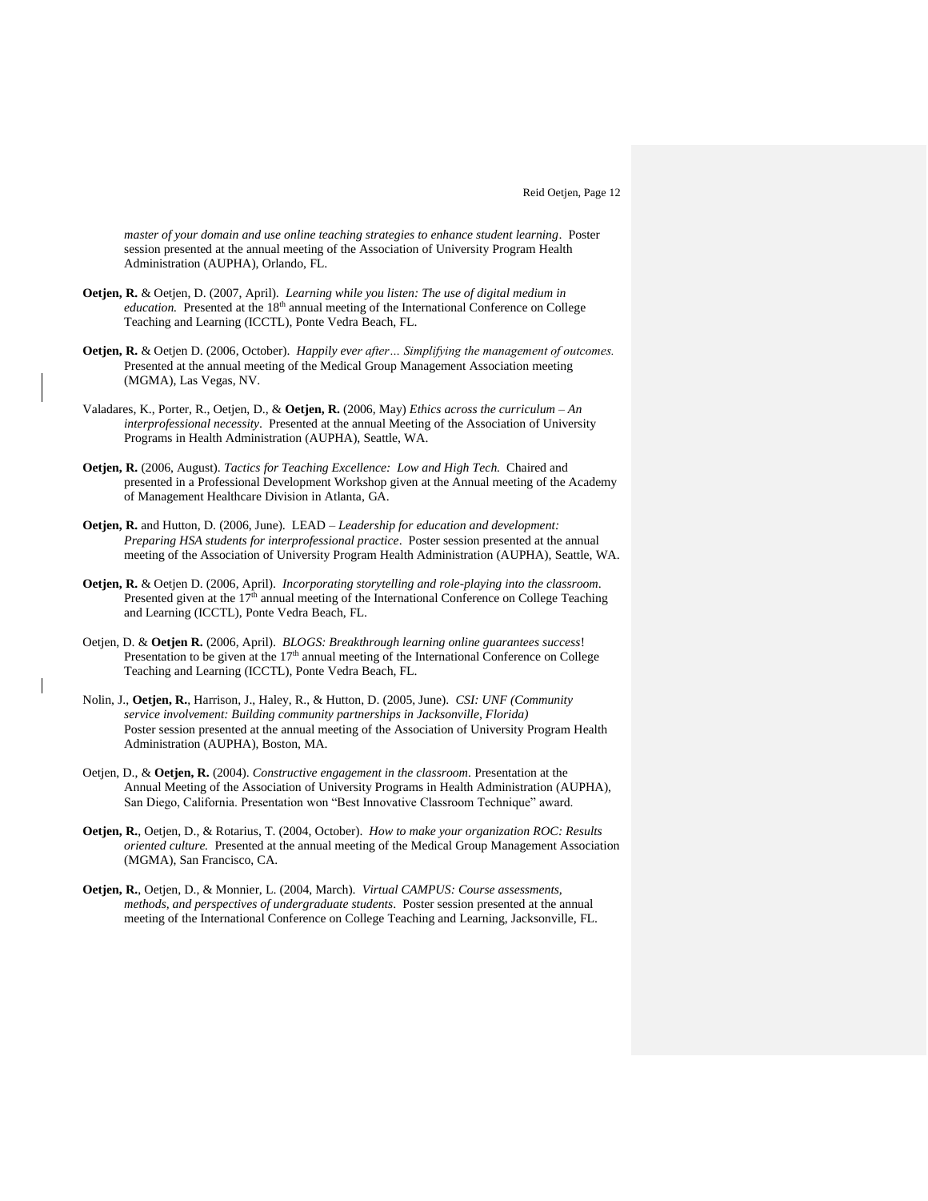*master of your domain and use online teaching strategies to enhance student learning*. Poster session presented at the annual meeting of the Association of University Program Health Administration (AUPHA), Orlando, FL.

**Oetjen, R.** & Oetjen, D. (2007, April). *Learning while you listen: The use of digital medium in education.* Presented at the 18th annual meeting of the International Conference on College Teaching and Learning (ICCTL), Ponte Vedra Beach, FL.

**Oetjen, R.** & Oetjen D. (2006, October). *Happily ever after… Simplifying the management of outcomes.* Presented at the annual meeting of the Medical Group Management Association meeting (MGMA), Las Vegas, NV.

Valadares, K., Porter, R., Oetjen, D., & **Oetjen, R.** (2006, May) *Ethics across the curriculum – An interprofessional necessity*. Presented at the annual Meeting of the Association of University Programs in Health Administration (AUPHA), Seattle, WA.

**Oetjen, R.** (2006, August). *Tactics for Teaching Excellence: Low and High Tech.* Chaired and presented in a Professional Development Workshop given at the Annual meeting of the Academy of Management Healthcare Division in Atlanta, GA.

**Oetjen, R.** and Hutton, D. (2006, June). LEAD – *Leadership for education and development: Preparing HSA students for interprofessional practice*. Poster session presented at the annual meeting of the Association of University Program Health Administration (AUPHA), Seattle, WA.

**Oetjen, R.** & Oetjen D. (2006, April). *Incorporating storytelling and role-playing into the classroom*. Presented given at the 17th annual meeting of the International Conference on College Teaching and Learning (ICCTL), Ponte Vedra Beach, FL.

Oetjen, D. & **Oetjen R.** (2006, April). *BLOGS: Breakthrough learning online guarantees success*! Presentation to be given at the 17th annual meeting of the International Conference on College Teaching and Learning (ICCTL), Ponte Vedra Beach, FL.

Nolin, J., **Oetjen, R.**, Harrison, J., Haley, R., & Hutton, D. (2005, June). *CSI: UNF (Community service involvement: Building community partnerships in Jacksonville, Florida)* Poster session presented at the annual meeting of the Association of University Program Health Administration (AUPHA), Boston, MA.

Oetjen, D., & **Oetjen, R.** (2004). *Constructive engagement in the classroom*. Presentation at the Annual Meeting of the Association of University Programs in Health Administration (AUPHA), San Diego, California. Presentation won "Best Innovative Classroom Technique" award.

**Oetjen, R.**, Oetjen, D., & Rotarius, T. (2004, October). *How to make your organization ROC: Results oriented culture.* Presented at the annual meeting of the Medical Group Management Association (MGMA), San Francisco, CA.

**Oetjen, R.**, Oetjen, D., & Monnier, L. (2004, March). *Virtual CAMPUS: Course assessments, methods, and perspectives of undergraduate students*. Poster session presented at the annual meeting of the International Conference on College Teaching and Learning, Jacksonville, FL.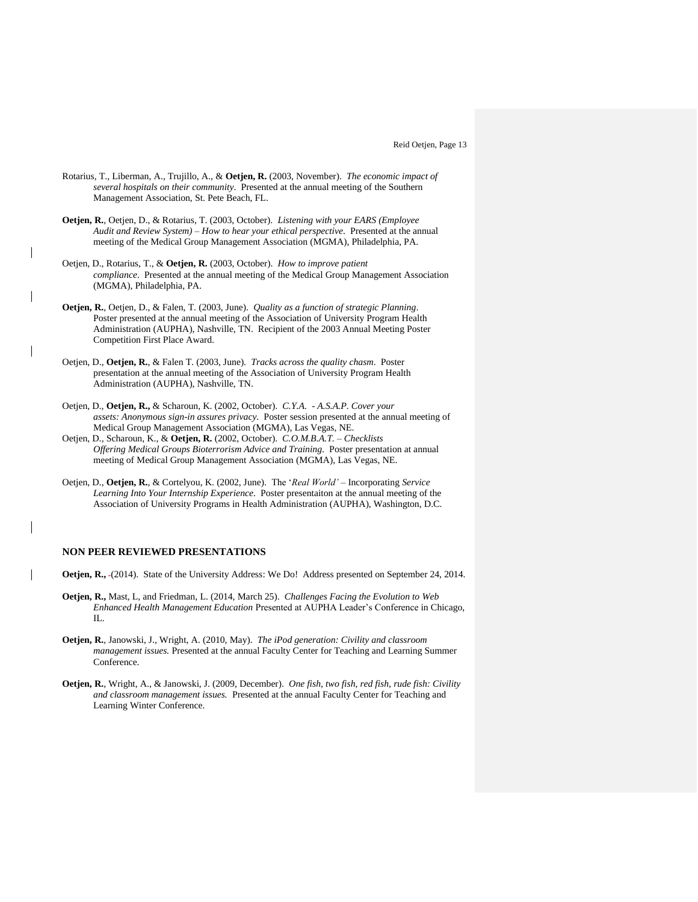Rotarius, T., Liberman, A., Trujillo, A., & **Oetjen, R.** (2003, November). *The economic impact of several hospitals on their community*. Presented at the annual meeting of the Southern Management Association, St. Pete Beach, FL.

**Oetjen, R.**, Oetjen, D., & Rotarius, T. (2003, October). *Listening with your EARS (Employee Audit and Review System) – How to hear your ethical perspective*. Presented at the annual meeting of the Medical Group Management Association (MGMA), Philadelphia, PA.

Oetjen, D., Rotarius, T., & **Oetjen, R.** (2003, October). *How to improve patient compliance*. Presented at the annual meeting of the Medical Group Management Association (MGMA), Philadelphia, PA.

**Oetjen, R.**, Oetjen, D., & Falen, T. (2003, June). *Quality as a function of strategic Planning*. Poster presented at the annual meeting of the Association of University Program Health Administration (AUPHA), Nashville, TN. Recipient of the 2003 Annual Meeting Poster Competition First Place Award.

Oetjen, D., **Oetjen, R.**, & Falen T. (2003, June). *Tracks across the quality chasm*. Poster presentation at the annual meeting of the Association of University Program Health Administration (AUPHA), Nashville, TN.

Oetjen, D., **Oetjen, R.,** & Scharoun, K. (2002, October). *C.Y.A. - A.S.A.P. Cover your assets: Anonymous sign-in assures privacy*. Poster session presented at the annual meeting of Medical Group Management Association (MGMA), Las Vegas, NE.

Oetjen, D., Scharoun, K., & **Oetjen, R.** (2002, October). *C.O.M.B.A.T. – Checklists Offering Medical Groups Bioterrorism Advice and Training*. Poster presentation at annual meeting of Medical Group Management Association (MGMA), Las Vegas, NE.

Oetjen, D., **Oetjen, R.**, & Cortelyou, K. (2002, June). The '*Real World'* – Incorporating *Service Learning Into Your Internship Experience*. Poster presentaiton at the annual meeting of the Association of University Programs in Health Administration (AUPHA), Washington, D.C.

## NON PEER REVIEWED PRESENTATIONS

**Oetjen, R.,** (2014). State of the University Address: We Do! Address presented on September 24, 2014.

**Oetjen, R.,** Mast, L, and Friedman, L. (2014, March 25). *Challenges Facing the Evolution to Web Enhanced Health Management Education* Presented at AUPHA Leader's Conference in Chicago, IL.

**Oetjen, R.**, Janowski, J., Wright, A. (2010, May). *The iPod generation: Civility and classroom management issues.* Presented at the annual Faculty Center for Teaching and Learning Summer Conference.

**Oetjen, R.**, Wright, A., & Janowski, J. (2009, December). *One fish, two fish, red fish, rude fish: Civility and classroom management issues.* Presented at the annual Faculty Center for Teaching and Learning Winter Conference.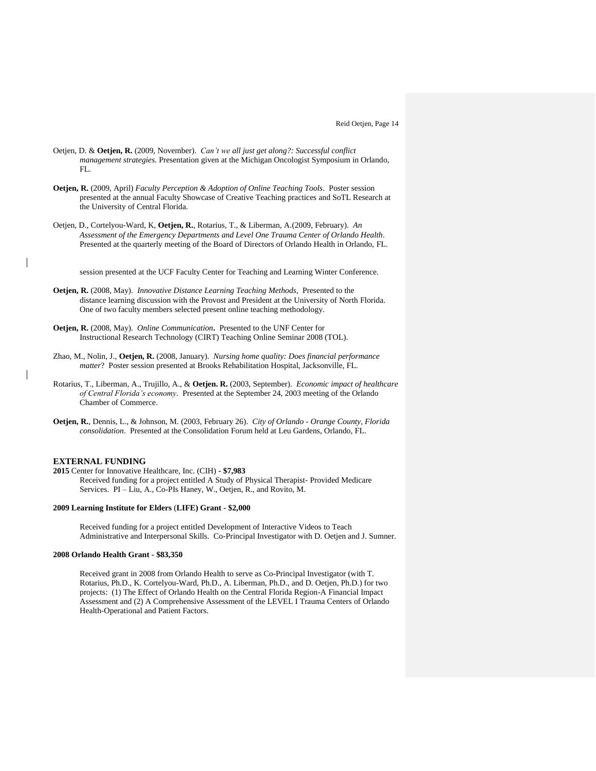Oetjen, D. & **Oetjen, R.** (2009, November). *Can't we all just get along?: Successful conflict management strategies.* Presentation given at the Michigan Oncologist Symposium in Orlando, FL.

**Oetjen, R.** (2009, April) *Faculty Perception & Adoption of Online Teaching Tools*. Poster session presented at the annual Faculty Showcase of Creative Teaching practices and SoTL Research at the University of Central Florida.

Oetjen, D., Cortelyou-Ward, K, **Oetjen, R.**, Rotarius, T., & Liberman, A.(2009, February). *An Assessment of the Emergency Departments and Level One Trauma Center of Orlando Health*. Presented at the quarterly meeting of the Board of Directors of Orlando Health in Orlando, FL.

session presented at the UCF Faculty Center for Teaching and Learning Winter Conference.

**Oetjen, R.** (2008, May). *Innovative Distance Learning Teaching Methods,* Presented to the distance learning discussion with the Provost and President at the University of North Florida. One of two faculty members selected present online teaching methodology.

**Oetjen, R.** (2008, May). *Online Communication***.** Presented to the UNF Center for Instructional Research Technology (CIRT) Teaching Online Seminar 2008 (TOL).

Zhao, M., Nolin, J., **Oetjen, R.** (2008, January). *Nursing home quality: Does financial performance matter*? Poster session presented at Brooks Rehabilitation Hospital, Jacksonville, FL.

Rotarius, T., Liberman, A., Trujillo, A., & **Oetjen. R.** (2003, September). *Economic impact of healthcare of Central Florida's economy*. Presented at the September 24, 2003 meeting of the Orlando Chamber of Commerce.

**Oetjen, R.**, Dennis, L., & Johnson, M. (2003, February 26). *City of Orlando - Orange County, Florida consolidation*. Presented at the Consolidation Forum held at Leu Gardens, Orlando, FL.

## EXTERNAL FUNDING

**2015** Center for Innovative Healthcare, Inc. (CIH) **- $7,983**

Received funding for a project entitled A Study of Physical Therapist- Provided Medicare Services. PI – Liu, A., Co-PIs Haney, W., Oetjen, R., and Rovito, M.

**2009 Learning Institute for Elders (LIFE) Grant - $2,000**

Received funding for a project entitled Development of Interactive Videos to Teach Administrative and Interpersonal Skills. Co-Principal Investigator with D. Oetjen and J. Sumner.

**2008 Orlando Health Grant - $83,350**

Received grant in 2008 from Orlando Health to serve as Co-Principal Investigator (with T. Rotarius, Ph.D., K. Cortelyou-Ward, Ph.D., A. Liberman, Ph.D., and D. Oetjen, Ph.D.) for two projects: (1) The Effect of Orlando Health on the Central Florida Region-A Financial Impact Assessment and (2) A Comprehensive Assessment of the LEVEL I Trauma Centers of Orlando Health-Operational and Patient Factors.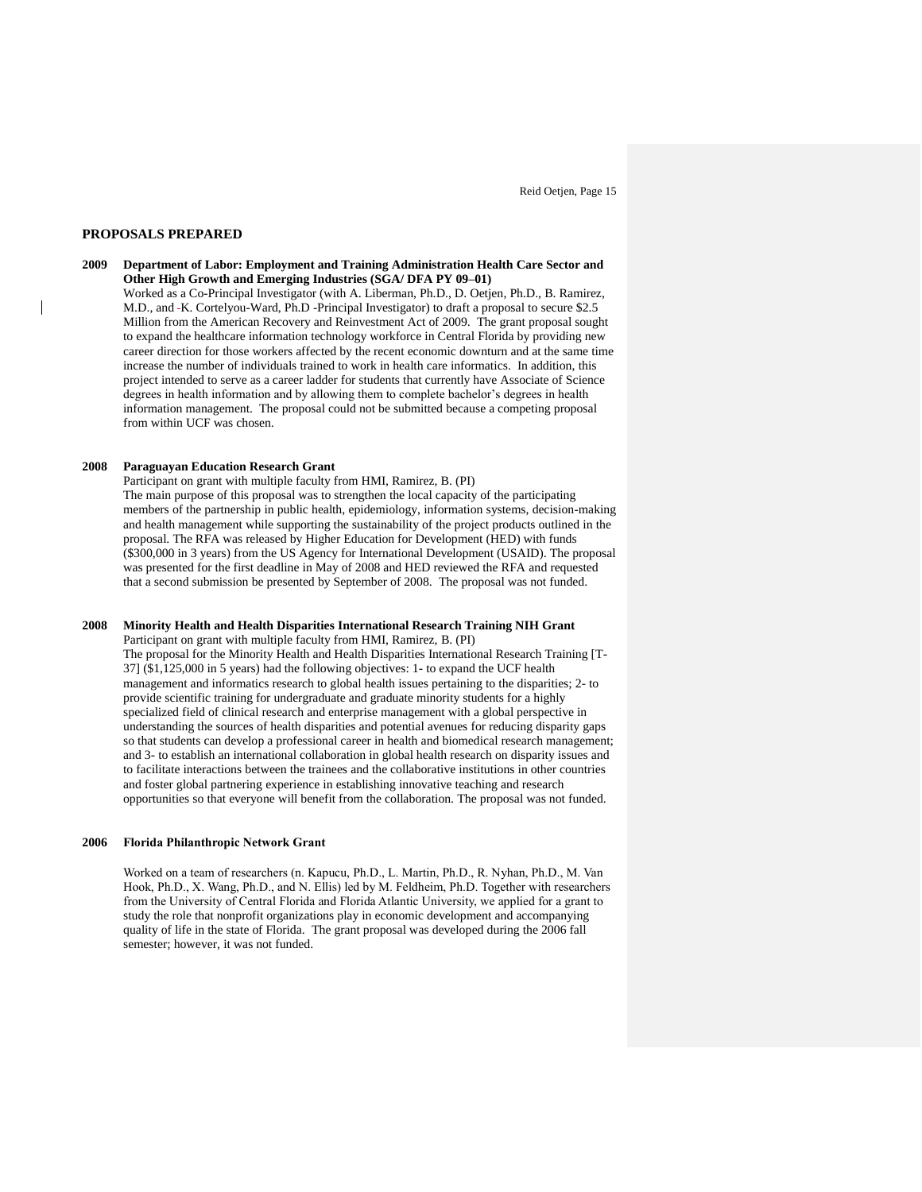## PROPOSALS PREPARED

**2009 Department of Labor: Employment and Training Administration Health Care Sector and Other High Growth and Emerging Industries (SGA/ DFA PY 09–01)**

Worked as a Co-Principal Investigator (with A. Liberman, Ph.D., D. Oetjen, Ph.D., B. Ramirez, M.D., and K. Cortelyou-Ward, Ph.D -Principal Investigator) to draft a proposal to secure $2.5 Million from the American Recovery and Reinvestment Act of 2009. The grant proposal sought to expand the healthcare information technology workforce in Central Florida by providing new career direction for those workers affected by the recent economic downturn and at the same time increase the number of individuals trained to work in health care informatics. In addition, this project intended to serve as a career ladder for students that currently have Associate of Science degrees in health information and by allowing them to complete bachelor's degrees in health information management. The proposal could not be submitted because a competing proposal from within UCF was chosen.

**2008 Paraguayan Education Research Grant**

Participant on grant with multiple faculty from HMI, Ramirez, B. (PI)
The main purpose of this proposal was to strengthen the local capacity of the participating members of the partnership in public health, epidemiology, information systems, decision-making and health management while supporting the sustainability of the project products outlined in the proposal. The RFA was released by Higher Education for Development (HED) with funds ($300,000 in 3 years) from the US Agency for International Development (USAID). The proposal was presented for the first deadline in May of 2008 and HED reviewed the RFA and requested that a second submission be presented by September of 2008. The proposal was not funded.

**2008 Minority Health and Health Disparities International Research Training NIH Grant**

Participant on grant with multiple faculty from HMI, Ramirez, B. (PI)
The proposal for the Minority Health and Health Disparities International Research Training [T-37] ($1,125,000 in 5 years) had the following objectives: 1- to expand the UCF health management and informatics research to global health issues pertaining to the disparities; 2- to provide scientific training for undergraduate and graduate minority students for a highly specialized field of clinical research and enterprise management with a global perspective in understanding the sources of health disparities and potential avenues for reducing disparity gaps so that students can develop a professional career in health and biomedical research management; and 3- to establish an international collaboration in global health research on disparity issues and to facilitate interactions between the trainees and the collaborative institutions in other countries and foster global partnering experience in establishing innovative teaching and research opportunities so that everyone will benefit from the collaboration. The proposal was not funded.

**2006 Florida Philanthropic Network Grant**

Worked on a team of researchers (n. Kapucu, Ph.D., L. Martin, Ph.D., R. Nyhan, Ph.D., M. Van Hook, Ph.D., X. Wang, Ph.D., and N. Ellis) led by M. Feldheim, Ph.D. Together with researchers from the University of Central Florida and Florida Atlantic University, we applied for a grant to study the role that nonprofit organizations play in economic development and accompanying quality of life in the state of Florida. The grant proposal was developed during the 2006 fall semester; however, it was not funded.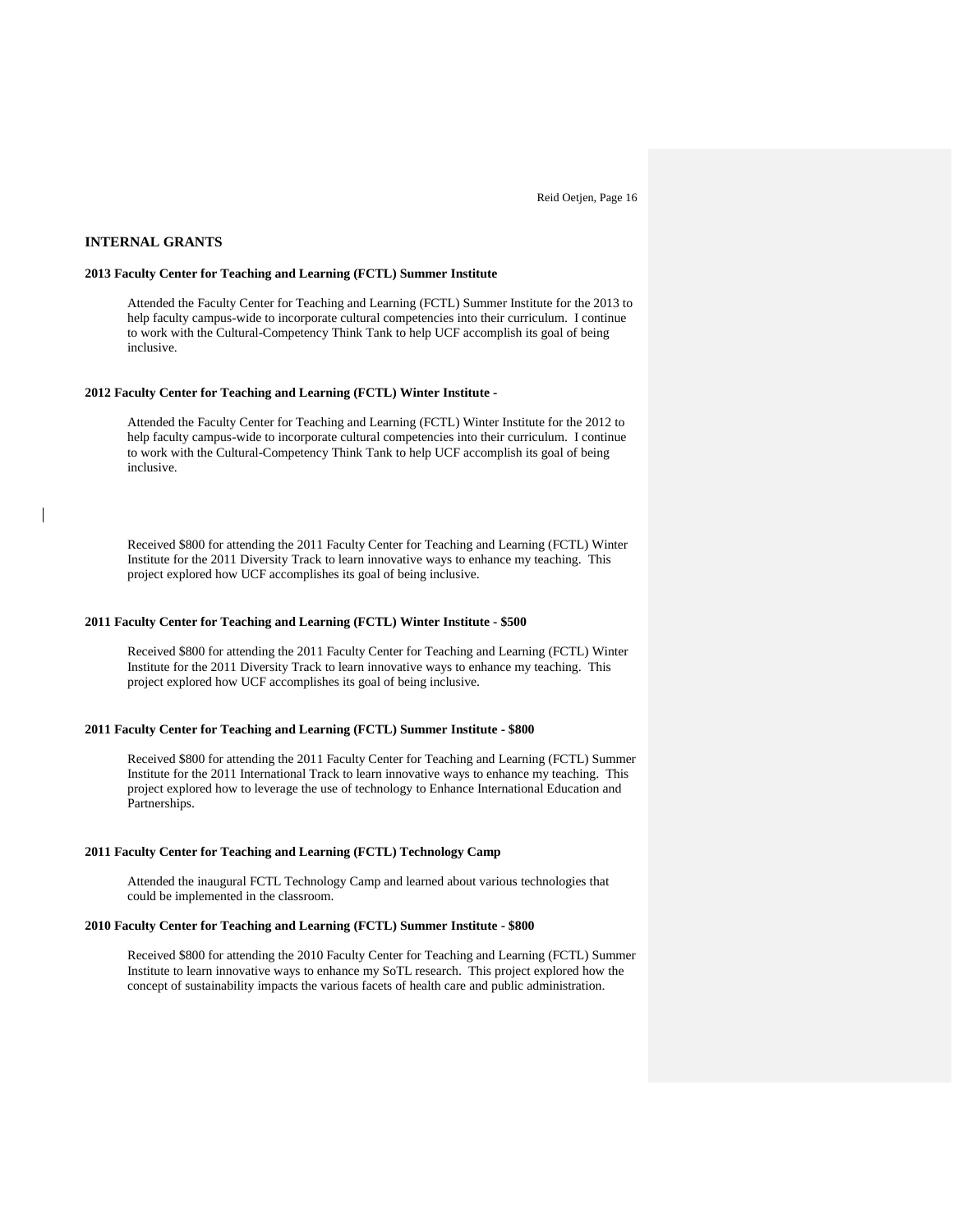## INTERNAL GRANTS

**2013 Faculty Center for Teaching and Learning (FCTL) Summer Institute**

Attended the Faculty Center for Teaching and Learning (FCTL) Summer Institute for the 2013 to help faculty campus-wide to incorporate cultural competencies into their curriculum. I continue to work with the Cultural-Competency Think Tank to help UCF accomplish its goal of being inclusive.

**2012 Faculty Center for Teaching and Learning (FCTL) Winter Institute -**

Attended the Faculty Center for Teaching and Learning (FCTL) Winter Institute for the 2012 to help faculty campus-wide to incorporate cultural competencies into their curriculum. I continue to work with the Cultural-Competency Think Tank to help UCF accomplish its goal of being inclusive.

Received $800 for attending the 2011 Faculty Center for Teaching and Learning (FCTL) Winter Institute for the 2011 Diversity Track to learn innovative ways to enhance my teaching. This project explored how UCF accomplishes its goal of being inclusive.

**2011 Faculty Center for Teaching and Learning (FCTL) Winter Institute - $500**

Received $800 for attending the 2011 Faculty Center for Teaching and Learning (FCTL) Winter Institute for the 2011 Diversity Track to learn innovative ways to enhance my teaching. This project explored how UCF accomplishes its goal of being inclusive.

**2011 Faculty Center for Teaching and Learning (FCTL) Summer Institute - $800**

Received $800 for attending the 2011 Faculty Center for Teaching and Learning (FCTL) Summer Institute for the 2011 International Track to learn innovative ways to enhance my teaching. This project explored how to leverage the use of technology to Enhance International Education and Partnerships.

**2011 Faculty Center for Teaching and Learning (FCTL) Technology Camp**

Attended the inaugural FCTL Technology Camp and learned about various technologies that could be implemented in the classroom.

**2010 Faculty Center for Teaching and Learning (FCTL) Summer Institute - $800**

Received $800 for attending the 2010 Faculty Center for Teaching and Learning (FCTL) Summer Institute to learn innovative ways to enhance my SoTL research. This project explored how the concept of sustainability impacts the various facets of health care and public administration.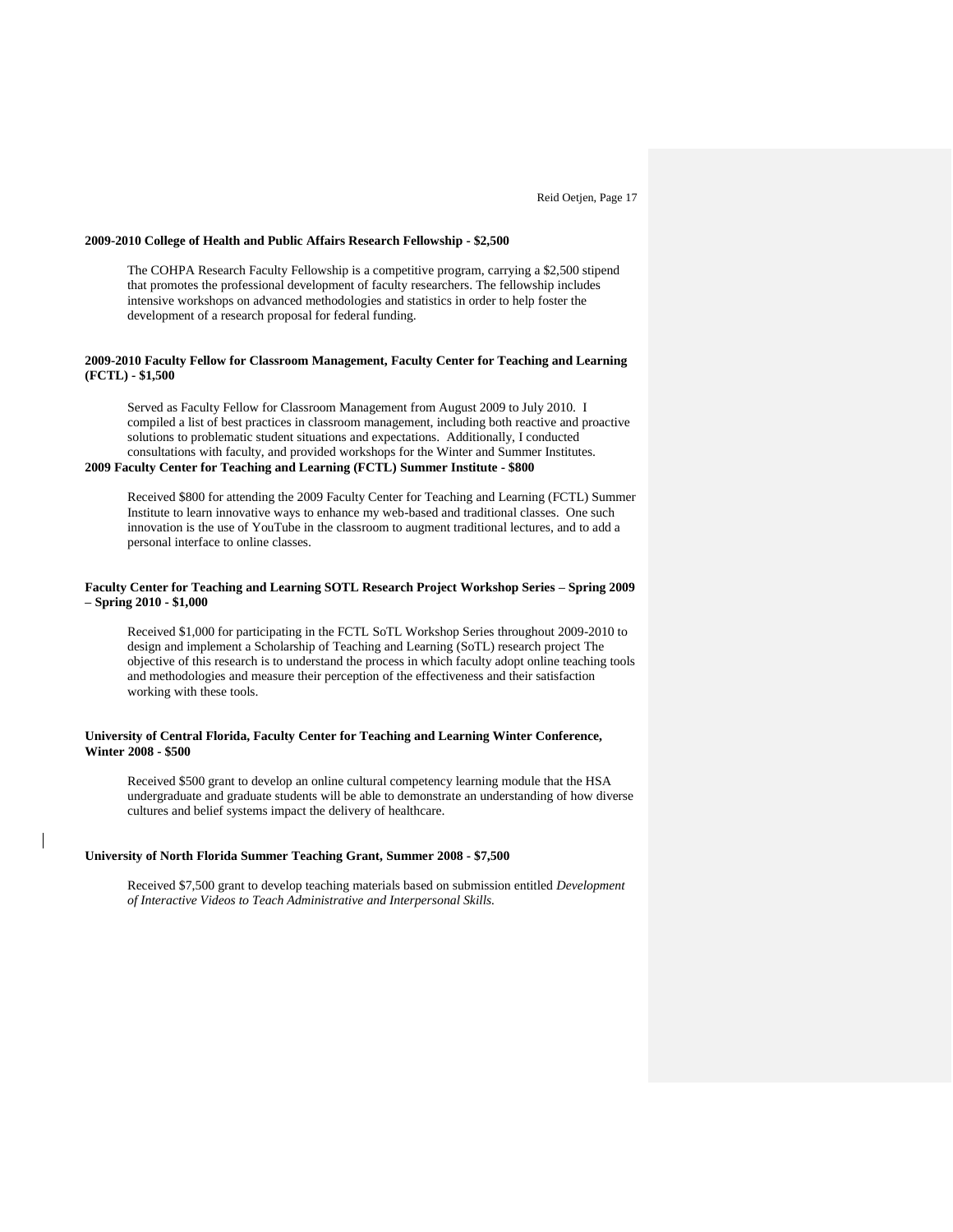**2009-2010 College of Health and Public Affairs Research Fellowship - $2,500**

The COHPA Research Faculty Fellowship is a competitive program, carrying a $2,500 stipend that promotes the professional development of faculty researchers. The fellowship includes intensive workshops on advanced methodologies and statistics in order to help foster the development of a research proposal for federal funding.

**2009-2010 Faculty Fellow for Classroom Management, Faculty Center for Teaching and Learning (FCTL) - $1,500**

Served as Faculty Fellow for Classroom Management from August 2009 to July 2010. I compiled a list of best practices in classroom management, including both reactive and proactive solutions to problematic student situations and expectations. Additionally, I conducted consultations with faculty, and provided workshops for the Winter and Summer Institutes.

**2009 Faculty Center for Teaching and Learning (FCTL) Summer Institute - $800**

Received $800 for attending the 2009 Faculty Center for Teaching and Learning (FCTL) Summer Institute to learn innovative ways to enhance my web-based and traditional classes. One such innovation is the use of YouTube in the classroom to augment traditional lectures, and to add a personal interface to online classes.

**Faculty Center for Teaching and Learning SOTL Research Project Workshop Series – Spring 2009 – Spring 2010 - $1,000**

Received $1,000 for participating in the FCTL SoTL Workshop Series throughout 2009-2010 to design and implement a Scholarship of Teaching and Learning (SoTL) research project The objective of this research is to understand the process in which faculty adopt online teaching tools and methodologies and measure their perception of the effectiveness and their satisfaction working with these tools.

**University of Central Florida, Faculty Center for Teaching and Learning Winter Conference, Winter 2008 - $500**

Received $500 grant to develop an online cultural competency learning module that the HSA undergraduate and graduate students will be able to demonstrate an understanding of how diverse cultures and belief systems impact the delivery of healthcare.

**University of North Florida Summer Teaching Grant, Summer 2008 - $7,500**

Received $7,500 grant to develop teaching materials based on submission entitled *Development of Interactive Videos to Teach Administrative and Interpersonal Skills.*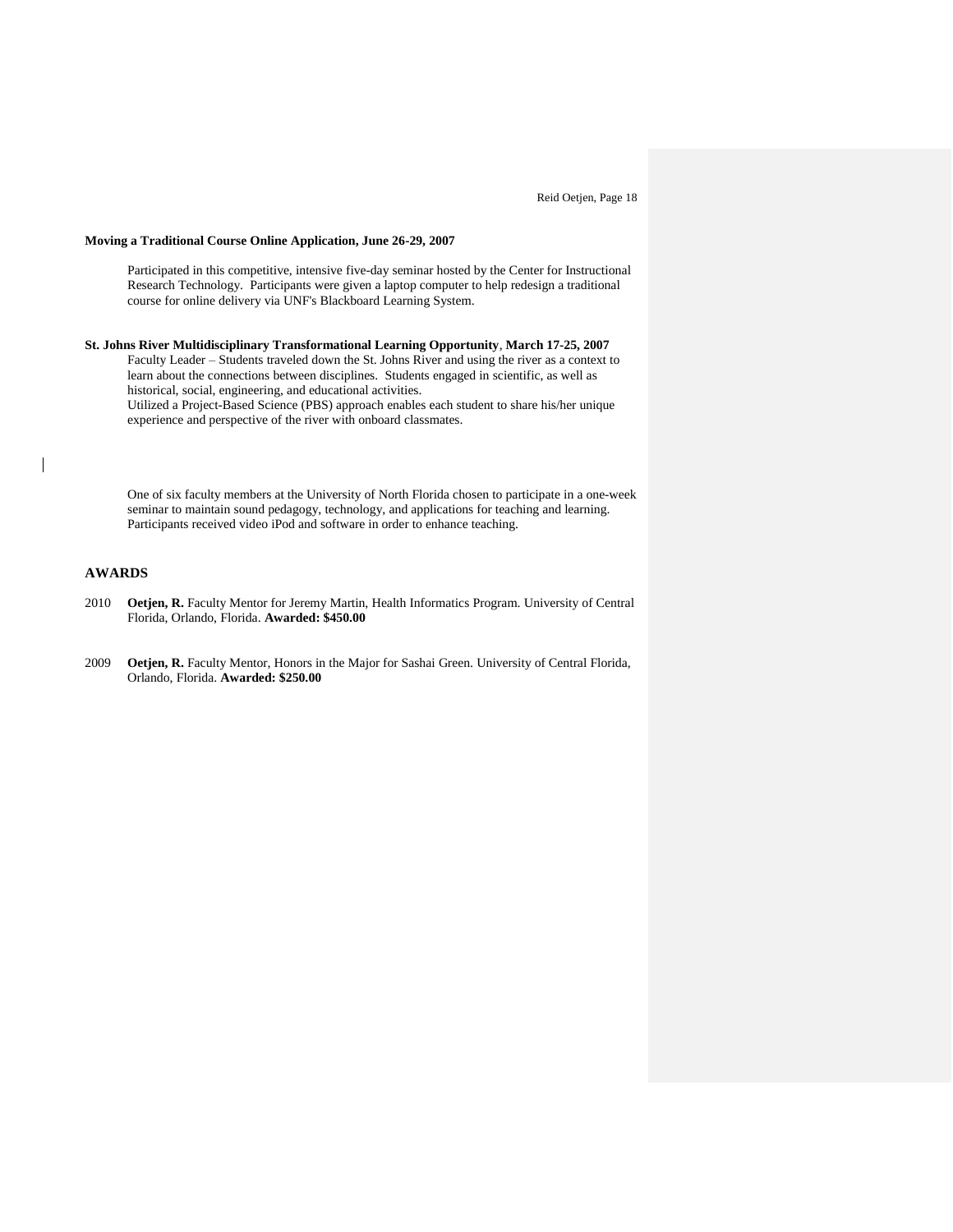**Moving a Traditional Course Online Application, June 26-29, 2007**

Participated in this competitive, intensive five-day seminar hosted by the Center for Instructional Research Technology. Participants were given a laptop computer to help redesign a traditional course for online delivery via UNF's Blackboard Learning System.

**St. Johns River Multidisciplinary Transformational Learning Opportunity**, **March 17-25, 2007**

Faculty Leader – Students traveled down the St. Johns River and using the river as a context to learn about the connections between disciplines. Students engaged in scientific, as well as historical, social, engineering, and educational activities.
Utilized a Project-Based Science (PBS) approach enables each student to share his/her unique experience and perspective of the river with onboard classmates.

One of six faculty members at the University of North Florida chosen to participate in a one-week seminar to maintain sound pedagogy, technology, and applications for teaching and learning. Participants received video iPod and software in order to enhance teaching.

## AWARDS

2010 **Oetjen, R.** Faculty Mentor for Jeremy Martin, Health Informatics Program. University of Central Florida, Orlando, Florida. **Awarded: $450.00**

2009 **Oetjen, R.** Faculty Mentor, Honors in the Major for Sashai Green. University of Central Florida, Orlando, Florida. **Awarded: $250.00**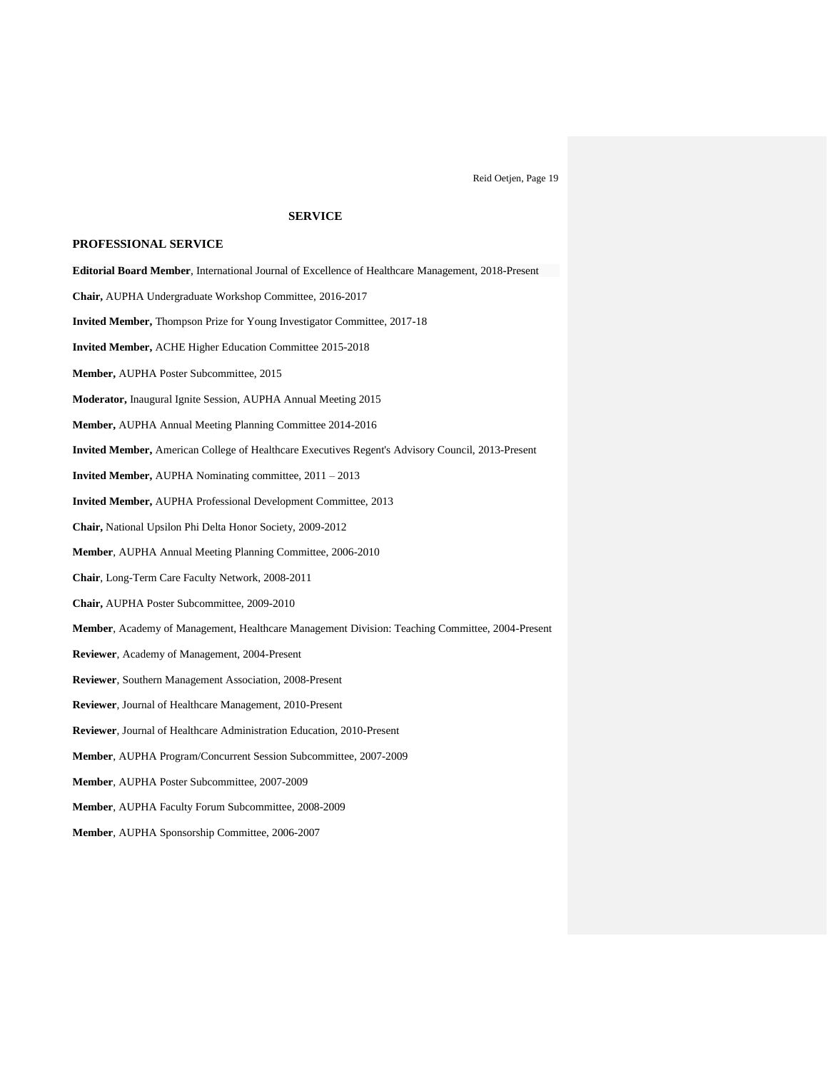## SERVICE

### PROFESSIONAL SERVICE

**Editorial Board Member**, International Journal of Excellence of Healthcare Management, 2018-Present

**Chair,** AUPHA Undergraduate Workshop Committee, 2016-2017

**Invited Member,** Thompson Prize for Young Investigator Committee, 2017-18

**Invited Member,** ACHE Higher Education Committee 2015-2018

**Member,** AUPHA Poster Subcommittee, 2015

**Moderator,** Inaugural Ignite Session, AUPHA Annual Meeting 2015

**Member,** AUPHA Annual Meeting Planning Committee 2014-2016

**Invited Member,** American College of Healthcare Executives Regent's Advisory Council, 2013-Present

**Invited Member,** AUPHA Nominating committee, 2011 – 2013

**Invited Member,** AUPHA Professional Development Committee, 2013

**Chair,** National Upsilon Phi Delta Honor Society, 2009-2012

**Member**, AUPHA Annual Meeting Planning Committee, 2006-2010

**Chair**, Long-Term Care Faculty Network, 2008-2011

**Chair,** AUPHA Poster Subcommittee, 2009-2010

**Member**, Academy of Management, Healthcare Management Division: Teaching Committee, 2004-Present

**Reviewer**, Academy of Management, 2004-Present

**Reviewer**, Southern Management Association, 2008-Present

**Reviewer**, Journal of Healthcare Management, 2010-Present

**Reviewer**, Journal of Healthcare Administration Education, 2010-Present

**Member**, AUPHA Program/Concurrent Session Subcommittee, 2007-2009

**Member**, AUPHA Poster Subcommittee, 2007-2009

**Member**, AUPHA Faculty Forum Subcommittee, 2008-2009

**Member**, AUPHA Sponsorship Committee, 2006-2007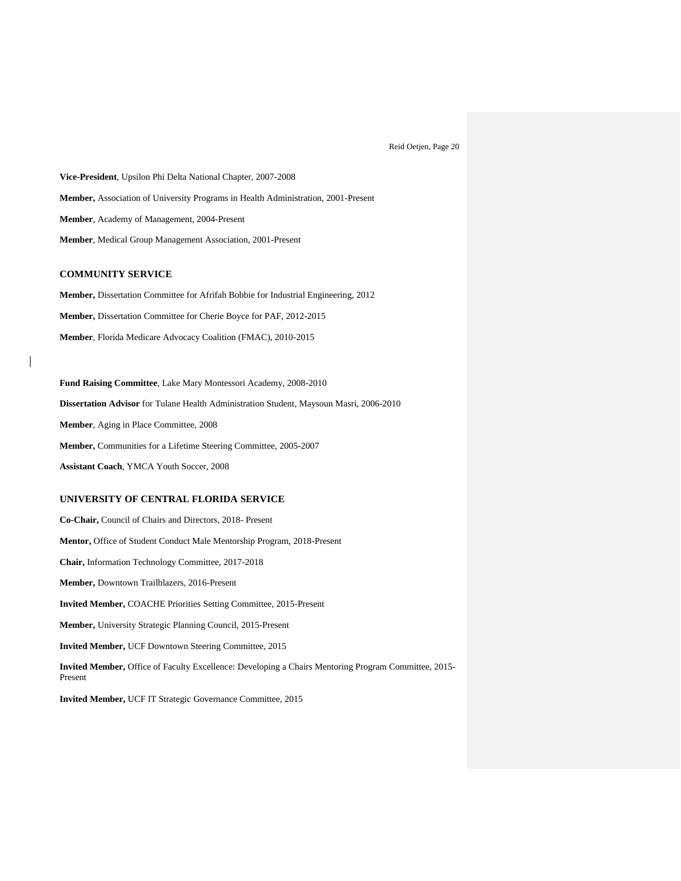**Vice-President**, Upsilon Phi Delta National Chapter, 2007-2008

**Member,** Association of University Programs in Health Administration, 2001-Present

**Member**, Academy of Management, 2004-Present

**Member**, Medical Group Management Association, 2001-Present

## COMMUNITY SERVICE

**Member,** Dissertation Committee for Afrifah Bobbie for Industrial Engineering, 2012

**Member,** Dissertation Committee for Cherie Boyce for PAF, 2012-2015

**Member**, Florida Medicare Advocacy Coalition (FMAC), 2010-2015

**Fund Raising Committee**, Lake Mary Montessori Academy, 2008-2010

**Dissertation Advisor** for Tulane Health Administration Student, Maysoun Masri, 2006-2010

**Member**, Aging in Place Committee, 2008

**Member,** Communities for a Lifetime Steering Committee, 2005-2007

**Assistant Coach**, YMCA Youth Soccer, 2008

## UNIVERSITY OF CENTRAL FLORIDA SERVICE

**Co-Chair,** Council of Chairs and Directors, 2018- Present

**Mentor,** Office of Student Conduct Male Mentorship Program, 2018-Present

**Chair,** Information Technology Committee, 2017-2018

**Member,** Downtown Trailblazers, 2016-Present

**Invited Member,** COACHE Priorities Setting Committee, 2015-Present

**Member,** University Strategic Planning Council, 2015-Present

**Invited Member,** UCF Downtown Steering Committee, 2015

**Invited Member,** Office of Faculty Excellence: Developing a Chairs Mentoring Program Committee, 2015-Present

**Invited Member,** UCF IT Strategic Governance Committee, 2015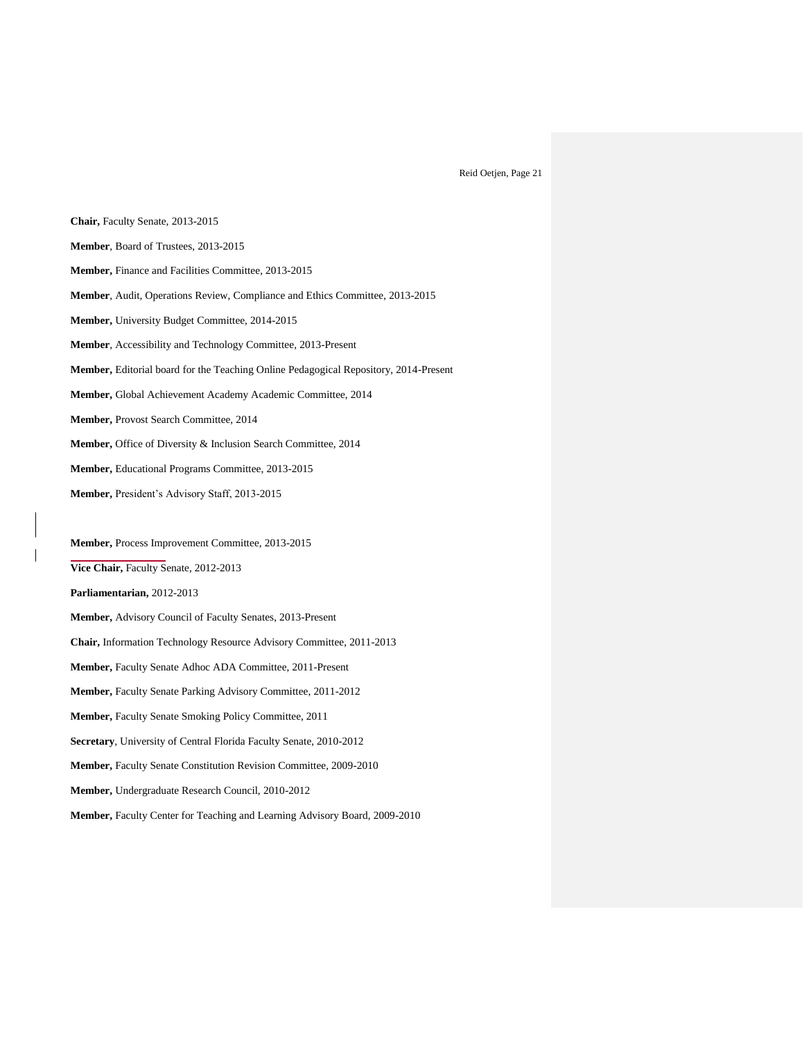**Chair,** Faculty Senate, 2013-2015

**Member**, Board of Trustees, 2013-2015

**Member,** Finance and Facilities Committee, 2013-2015

**Member**, Audit, Operations Review, Compliance and Ethics Committee, 2013-2015

**Member,** University Budget Committee, 2014-2015

**Member**, Accessibility and Technology Committee, 2013-Present

**Member,** Editorial board for the Teaching Online Pedagogical Repository, 2014-Present

**Member,** Global Achievement Academy Academic Committee, 2014

**Member,** Provost Search Committee, 2014

**Member,** Office of Diversity & Inclusion Search Committee, 2014

**Member,** Educational Programs Committee, 2013-2015

**Member,** President's Advisory Staff, 2013-2015

**Member,** Process Improvement Committee, 2013-2015

**Vice Chair,** Faculty Senate, 2012-2013

**Parliamentarian,** 2012-2013

**Member,** Advisory Council of Faculty Senates, 2013-Present

**Chair,** Information Technology Resource Advisory Committee, 2011-2013

**Member,** Faculty Senate Adhoc ADA Committee, 2011-Present

**Member,** Faculty Senate Parking Advisory Committee, 2011-2012

**Member,** Faculty Senate Smoking Policy Committee, 2011

**Secretary**, University of Central Florida Faculty Senate, 2010-2012

**Member,** Faculty Senate Constitution Revision Committee, 2009-2010

**Member,** Undergraduate Research Council, 2010-2012

**Member,** Faculty Center for Teaching and Learning Advisory Board, 2009-2010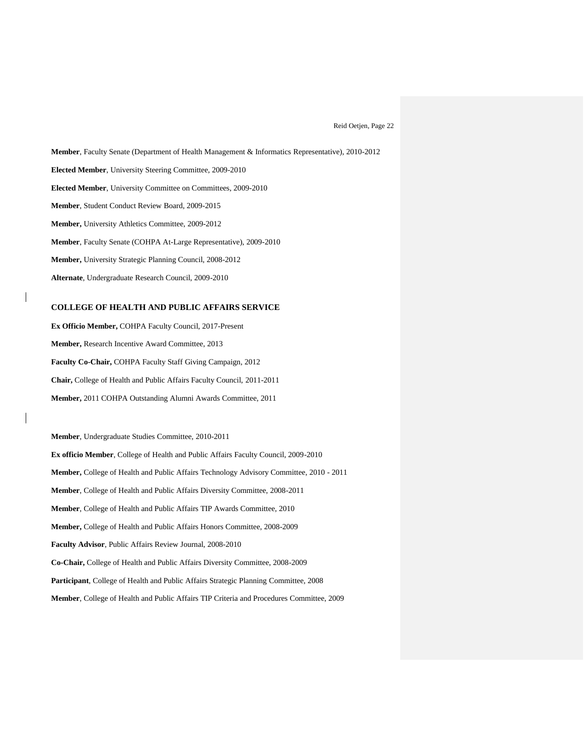**Member**, Faculty Senate (Department of Health Management & Informatics Representative), 2010-2012

**Elected Member**, University Steering Committee, 2009-2010

**Elected Member**, University Committee on Committees, 2009-2010

**Member**, Student Conduct Review Board, 2009-2015

**Member,** University Athletics Committee, 2009-2012

**Member**, Faculty Senate (COHPA At-Large Representative), 2009-2010

**Member,** University Strategic Planning Council, 2008-2012

**Alternate**, Undergraduate Research Council, 2009-2010

### COLLEGE OF HEALTH AND PUBLIC AFFAIRS SERVICE

**Ex Officio Member,** COHPA Faculty Council, 2017-Present

**Member,** Research Incentive Award Committee, 2013

**Faculty Co-Chair,** COHPA Faculty Staff Giving Campaign, 2012

**Chair,** College of Health and Public Affairs Faculty Council, 2011-2011

**Member,** 2011 COHPA Outstanding Alumni Awards Committee, 2011

**Member**, Undergraduate Studies Committee, 2010-2011

**Ex officio Member**, College of Health and Public Affairs Faculty Council, 2009-2010

**Member,** College of Health and Public Affairs Technology Advisory Committee, 2010 - 2011

**Member**, College of Health and Public Affairs Diversity Committee, 2008-2011

**Member**, College of Health and Public Affairs TIP Awards Committee, 2010

**Member,** College of Health and Public Affairs Honors Committee, 2008-2009

**Faculty Advisor**, Public Affairs Review Journal, 2008-2010

**Co-Chair,** College of Health and Public Affairs Diversity Committee, 2008-2009

**Participant**, College of Health and Public Affairs Strategic Planning Committee, 2008

**Member**, College of Health and Public Affairs TIP Criteria and Procedures Committee, 2009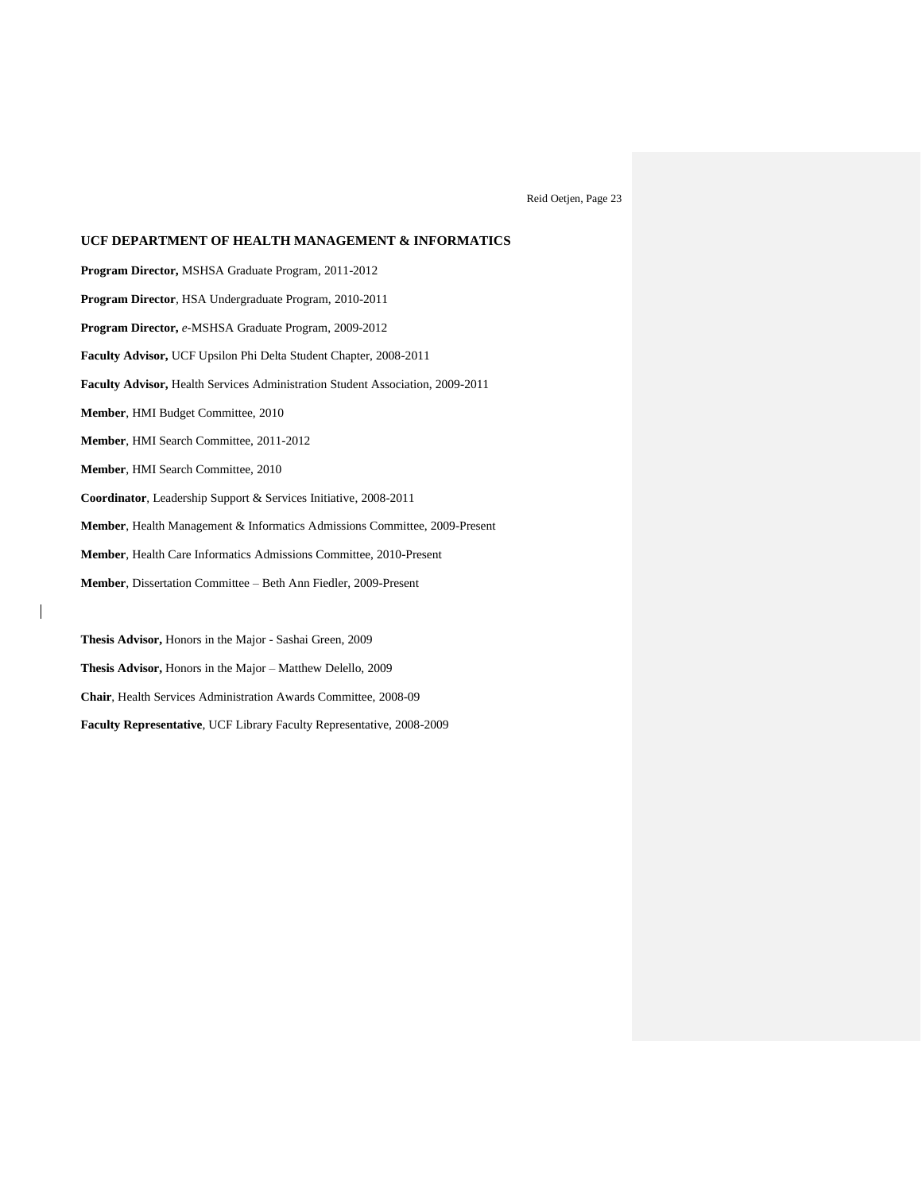## UCF DEPARTMENT OF HEALTH MANAGEMENT & INFORMATICS

**Program Director,** MSHSA Graduate Program, 2011-2012

**Program Director**, HSA Undergraduate Program, 2010-2011

**Program Director,** *e*-MSHSA Graduate Program, 2009-2012

**Faculty Advisor,** UCF Upsilon Phi Delta Student Chapter, 2008-2011

**Faculty Advisor,** Health Services Administration Student Association, 2009-2011

**Member**, HMI Budget Committee, 2010

**Member**, HMI Search Committee, 2011-2012

**Member**, HMI Search Committee, 2010

**Coordinator**, Leadership Support & Services Initiative, 2008-2011

**Member**, Health Management & Informatics Admissions Committee, 2009-Present

**Member**, Health Care Informatics Admissions Committee, 2010-Present

**Member**, Dissertation Committee – Beth Ann Fiedler, 2009-Present

**Thesis Advisor,** Honors in the Major - Sashai Green, 2009

**Thesis Advisor,** Honors in the Major – Matthew Delello, 2009

**Chair**, Health Services Administration Awards Committee, 2008-09

**Faculty Representative**, UCF Library Faculty Representative, 2008-2009